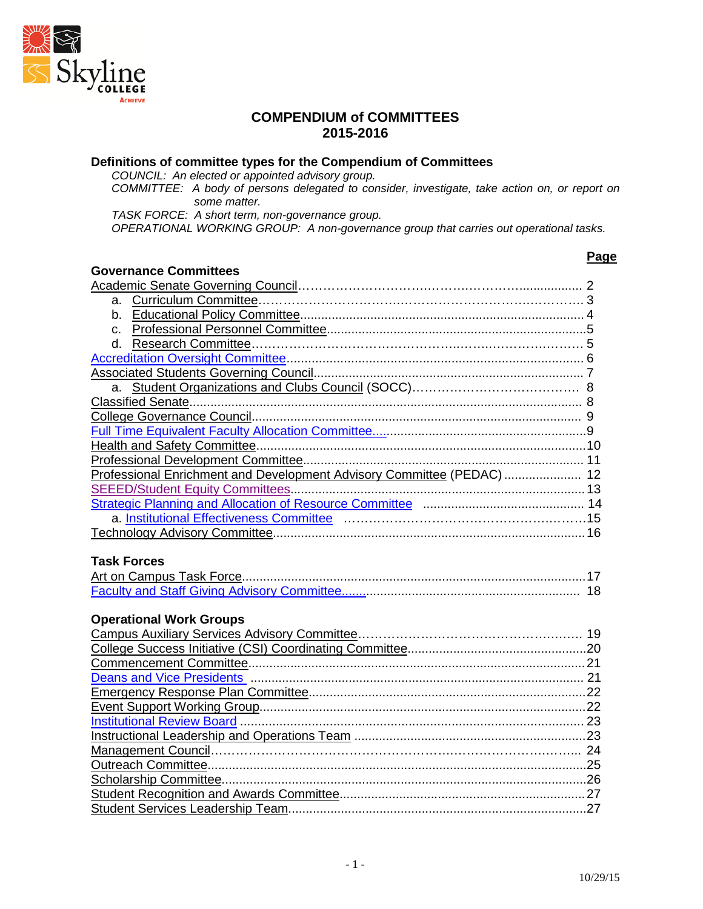# COMPENDIUM of COMMITTEES
## 2015-2016

### Definitions of committee types for the Compendium of Committees

*COUNCIL: An elected or appointed advisory group.*
*COMMITTEE: A body of persons delegated to consider, investigate, take action on, or report on some matter.*
*TASK FORCE: A short term, non-governance group.*
*OPERATIONAL WORKING GROUP: A non-governance group that carries out operational tasks.*

| Governance Committees | Page |
|---|---|
| Academic Senate Governing Council | 2 |
| a. Curriculum Committee | 3 |
| b. Educational Policy Committee | 4 |
| c. Professional Personnel Committee | 5 |
| d. Research Committee | 5 |
| Accreditation Oversight Committee | 6 |
| Associated Students Governing Council | 7 |
| a. Student Organizations and Clubs Council (SOCC) | 8 |
| Classified Senate | 8 |
| College Governance Council | 9 |
| Full Time Equivalent Faculty Allocation Committee | 9 |
| Health and Safety Committee | 10 |
| Professional Development Committee | 11 |
| Professional Enrichment and Development Advisory Committee (PEDAC) | 12 |
| SEEED/Student Equity Committees | 13 |
| Strategic Planning and Allocation of Resource Committee | 14 |
| a. Institutional Effectiveness Committee | 15 |
| Technology Advisory Committee | 16 |

| Task Forces | |
|---|---|
| Art on Campus Task Force | 17 |
| Faculty and Staff Giving Advisory Committee | 18 |

| Operational Work Groups | |
|---|---|
| Campus Auxiliary Services Advisory Committee | 19 |
| College Success Initiative (CSI) Coordinating Committee | 20 |
| Commencement Committee | 21 |
| Deans and Vice Presidents | 21 |
| Emergency Response Plan Committee | 22 |
| Event Support Working Group | 22 |
| Institutional Review Board | 23 |
| Instructional Leadership and Operations Team | 23 |
| Management Council | 24 |
| Outreach Committee | 25 |
| Scholarship Committee | 26 |
| Student Recognition and Awards Committee | 27 |
| Student Services Leadership Team | 27 |

10/29/15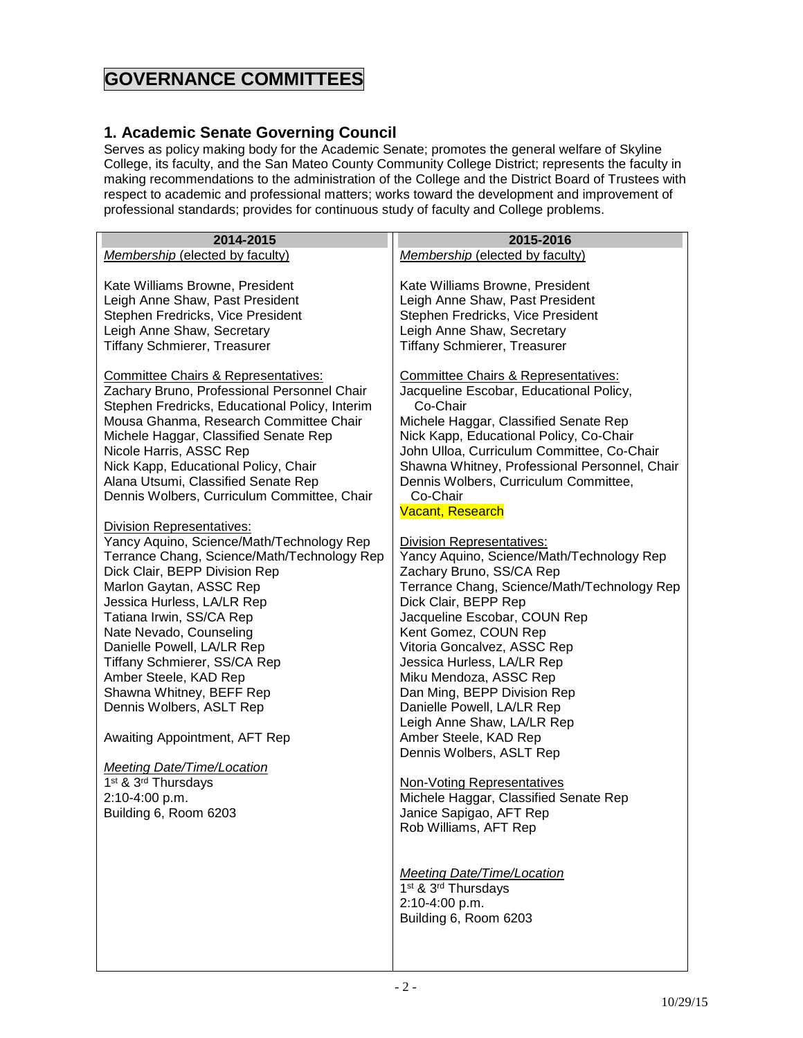# GOVERNANCE COMMITTEES

## 1. Academic Senate Governing Council

Serves as policy making body for the Academic Senate; promotes the general welfare of Skyline College, its faculty, and the San Mateo County Community College District; represents the faculty in making recommendations to the administration of the College and the District Board of Trustees with respect to academic and professional matters; works toward the development and improvement of professional standards; provides for continuous study of faculty and College problems.

| 2014-2015 | 2015-2016 |
|---|---|
| *Membership* (elected by faculty)<br><br>Kate Williams Browne, President<br>Leigh Anne Shaw, Past President<br>Stephen Fredricks, Vice President<br>Leigh Anne Shaw, Secretary<br>Tiffany Schmierer, Treasurer<br><br>Committee Chairs & Representatives:<br>Zachary Bruno, Professional Personnel Chair<br>Stephen Fredricks, Educational Policy, Interim<br>Mousa Ghanma, Research Committee Chair<br>Michele Haggar, Classified Senate Rep<br>Nicole Harris, ASSC Rep<br>Nick Kapp, Educational Policy, Chair<br>Alana Utsumi, Classified Senate Rep<br>Dennis Wolbers, Curriculum Committee, Chair<br><br>Division Representatives:<br>Yancy Aquino, Science/Math/Technology Rep<br>Terrance Chang, Science/Math/Technology Rep<br>Dick Clair, BEPP Division Rep<br>Marlon Gaytan, ASSC Rep<br>Jessica Hurless, LA/LR Rep<br>Tatiana Irwin, SS/CA Rep<br>Nate Nevado, Counseling<br>Danielle Powell, LA/LR Rep<br>Tiffany Schmierer, SS/CA Rep<br>Amber Steele, KAD Rep<br>Shawna Whitney, BEFF Rep<br>Dennis Wolbers, ASLT Rep<br><br>Awaiting Appointment, AFT Rep<br><br>*Meeting Date/Time/Location*<br>1st & 3rd Thursdays<br>2:10-4:00 p.m.<br>Building 6, Room 6203 | *Membership* (elected by faculty)<br><br>Kate Williams Browne, President<br>Leigh Anne Shaw, Past President<br>Stephen Fredricks, Vice President<br>Leigh Anne Shaw, Secretary<br>Tiffany Schmierer, Treasurer<br><br>Committee Chairs & Representatives:<br>Jacqueline Escobar, Educational Policy, Co-Chair<br>Michele Haggar, Classified Senate Rep<br>Nick Kapp, Educational Policy, Co-Chair<br>John Ulloa, Curriculum Committee, Co-Chair<br>Shawna Whitney, Professional Personnel, Chair<br>Dennis Wolbers, Curriculum Committee, Co-Chair<br>Vacant, Research<br><br>Division Representatives:<br>Yancy Aquino, Science/Math/Technology Rep<br>Zachary Bruno, SS/CA Rep<br>Terrance Chang, Science/Math/Technology Rep<br>Dick Clair, BEPP Rep<br>Jacqueline Escobar, COUN Rep<br>Kent Gomez, COUN Rep<br>Vitoria Goncalvez, ASSC Rep<br>Jessica Hurless, LA/LR Rep<br>Miku Mendoza, ASSC Rep<br>Dan Ming, BEPP Division Rep<br>Danielle Powell, LA/LR Rep<br>Leigh Anne Shaw, LA/LR Rep<br>Amber Steele, KAD Rep<br>Dennis Wolbers, ASLT Rep<br><br>Non-Voting Representatives<br>Michele Haggar, Classified Senate Rep<br>Janice Sapigao, AFT Rep<br>Rob Williams, AFT Rep<br><br>*Meeting Date/Time/Location*<br>1st & 3rd Thursdays<br>2:10-4:00 p.m.<br>Building 6, Room 6203 |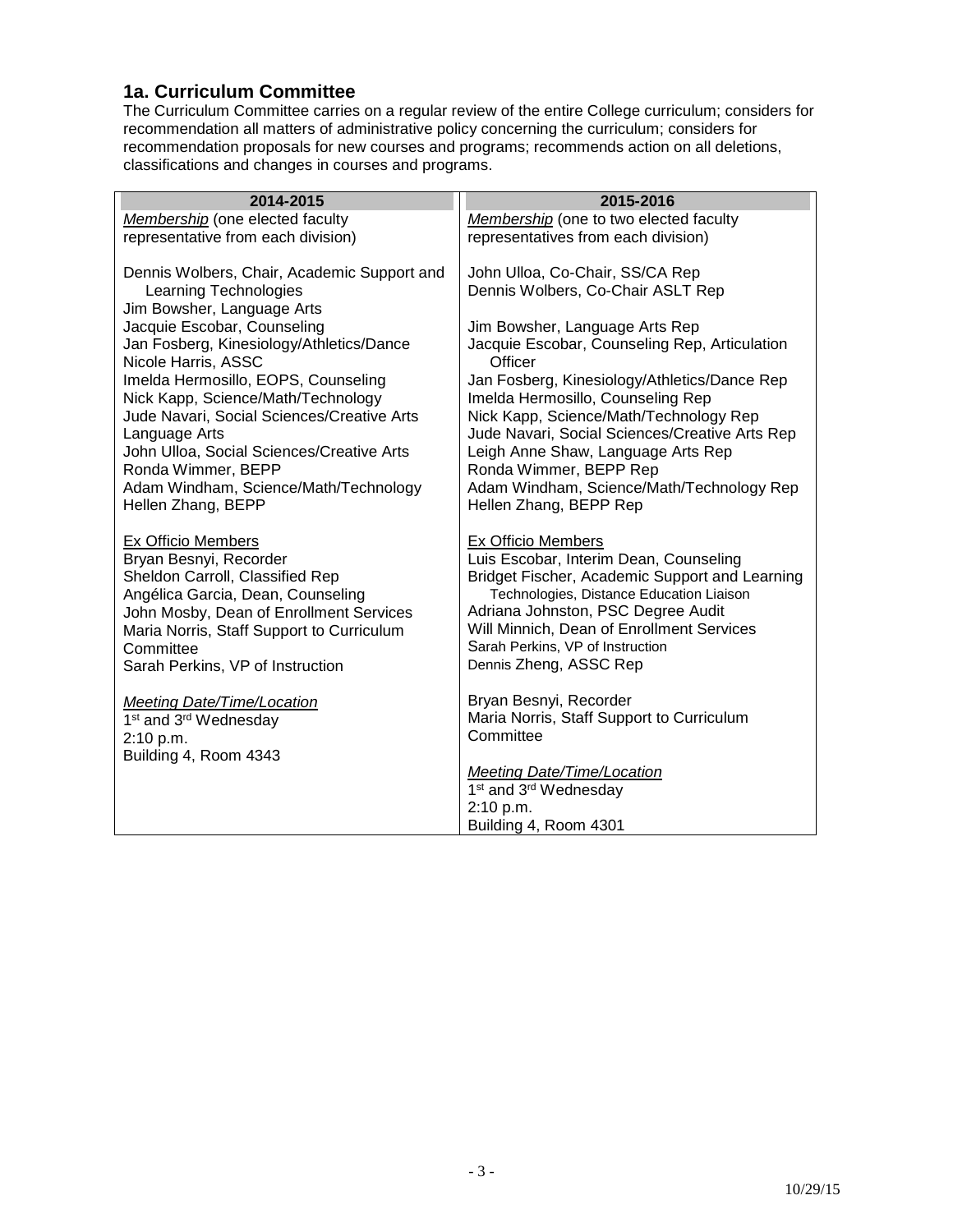## 1a. Curriculum Committee

The Curriculum Committee carries on a regular review of the entire College curriculum; considers for recommendation all matters of administrative policy concerning the curriculum; considers for recommendation proposals for new courses and programs; recommends action on all deletions, classifications and changes in courses and programs.

| 2014-2015 | 2015-2016 |
|---|---|
| *Membership* (one elected faculty representative from each division)<br><br>Dennis Wolbers, Chair, Academic Support and Learning Technologies<br>Jim Bowsher, Language Arts<br>Jacquie Escobar, Counseling<br>Jan Fosberg, Kinesiology/Athletics/Dance<br>Nicole Harris, ASSC<br>Imelda Hermosillo, EOPS, Counseling<br>Nick Kapp, Science/Math/Technology<br>Jude Navari, Social Sciences/Creative Arts<br>Language Arts<br>John Ulloa, Social Sciences/Creative Arts<br>Ronda Wimmer, BEPP<br>Adam Windham, Science/Math/Technology<br>Hellen Zhang, BEPP<br><br>Ex Officio Members<br>Bryan Besnyi, Recorder<br>Sheldon Carroll, Classified Rep<br>Angélica Garcia, Dean, Counseling<br>John Mosby, Dean of Enrollment Services<br>Maria Norris, Staff Support to Curriculum Committee<br>Sarah Perkins, VP of Instruction<br><br>*Meeting Date/Time/Location*<br>1st and 3rd Wednesday<br>2:10 p.m.<br>Building 4, Room 4343 | *Membership* (one to two elected faculty representatives from each division)<br><br>John Ulloa, Co-Chair, SS/CA Rep<br>Dennis Wolbers, Co-Chair ASLT Rep<br><br>Jim Bowsher, Language Arts Rep<br>Jacquie Escobar, Counseling Rep, Articulation Officer<br>Jan Fosberg, Kinesiology/Athletics/Dance Rep<br>Imelda Hermosillo, Counseling Rep<br>Nick Kapp, Science/Math/Technology Rep<br>Jude Navari, Social Sciences/Creative Arts Rep<br>Leigh Anne Shaw, Language Arts Rep<br>Ronda Wimmer, BEPP Rep<br>Adam Windham, Science/Math/Technology Rep<br>Hellen Zhang, BEPP Rep<br><br>Ex Officio Members<br>Luis Escobar, Interim Dean, Counseling<br>Bridget Fischer, Academic Support and Learning Technologies, Distance Education Liaison<br>Adriana Johnston, PSC Degree Audit<br>Will Minnich, Dean of Enrollment Services<br>Sarah Perkins, VP of Instruction<br>Dennis Zheng, ASSC Rep<br><br>Bryan Besnyi, Recorder<br>Maria Norris, Staff Support to Curriculum Committee<br><br>*Meeting Date/Time/Location*<br>1st and 3rd Wednesday<br>2:10 p.m.<br>Building 4, Room 4301 |

10/29/15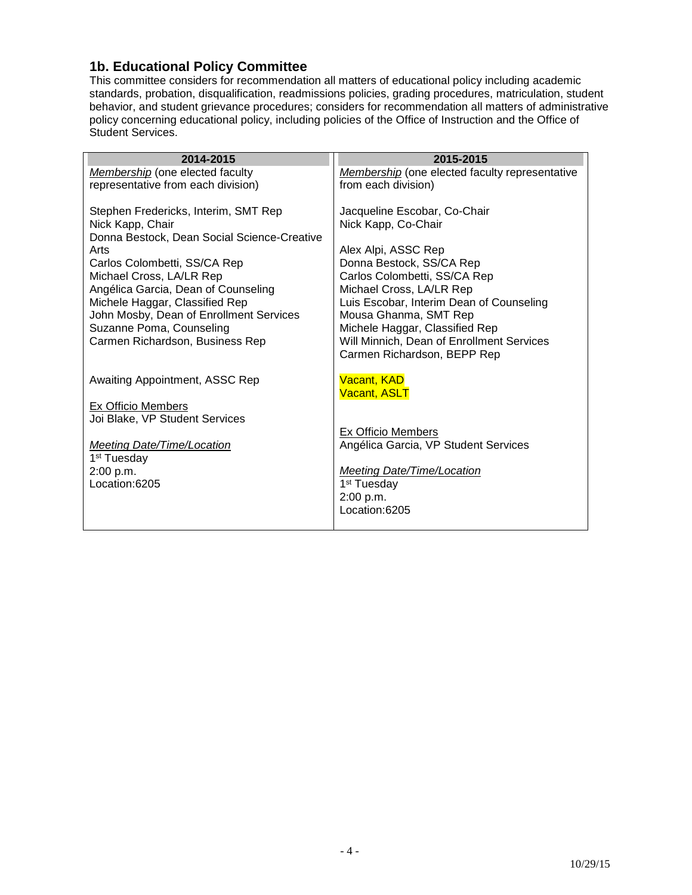## 1b. Educational Policy Committee

This committee considers for recommendation all matters of educational policy including academic standards, probation, disqualification, readmissions policies, grading procedures, matriculation, student behavior, and student grievance procedures; considers for recommendation all matters of administrative policy concerning educational policy, including policies of the Office of Instruction and the Office of Student Services.

| 2014-2015 | 2015-2015 |
|---|---|
| *Membership* (one elected faculty representative from each division)<br><br>Stephen Fredericks, Interim, SMT Rep<br>Nick Kapp, Chair<br>Donna Bestock, Dean Social Science-Creative Arts<br>Carlos Colombetti, SS/CA Rep<br>Michael Cross, LA/LR Rep<br>Angélica Garcia, Dean of Counseling<br>Michele Haggar, Classified Rep<br>John Mosby, Dean of Enrollment Services<br>Suzanne Poma, Counseling<br>Carmen Richardson, Business Rep<br><br>Awaiting Appointment, ASSC Rep<br><br>Ex Officio Members<br>Joi Blake, VP Student Services<br><br>*Meeting Date/Time/Location*<br>1st Tuesday<br>2:00 p.m.<br>Location:6205 | *Membership* (one elected faculty representative from each division)<br><br>Jacqueline Escobar, Co-Chair<br>Nick Kapp, Co-Chair<br><br>Alex Alpi, ASSC Rep<br>Donna Bestock, SS/CA Rep<br>Carlos Colombetti, SS/CA Rep<br>Michael Cross, LA/LR Rep<br>Luis Escobar, Interim Dean of Counseling<br>Mousa Ghanma, SMT Rep<br>Michele Haggar, Classified Rep<br>Will Minnich, Dean of Enrollment Services<br>Carmen Richardson, BEPP Rep<br><br>Vacant, KAD<br>Vacant, ASLT<br><br>Ex Officio Members<br>Angélica Garcia, VP Student Services<br><br>*Meeting Date/Time/Location*<br>1st Tuesday<br>2:00 p.m.<br>Location:6205 |

10/29/15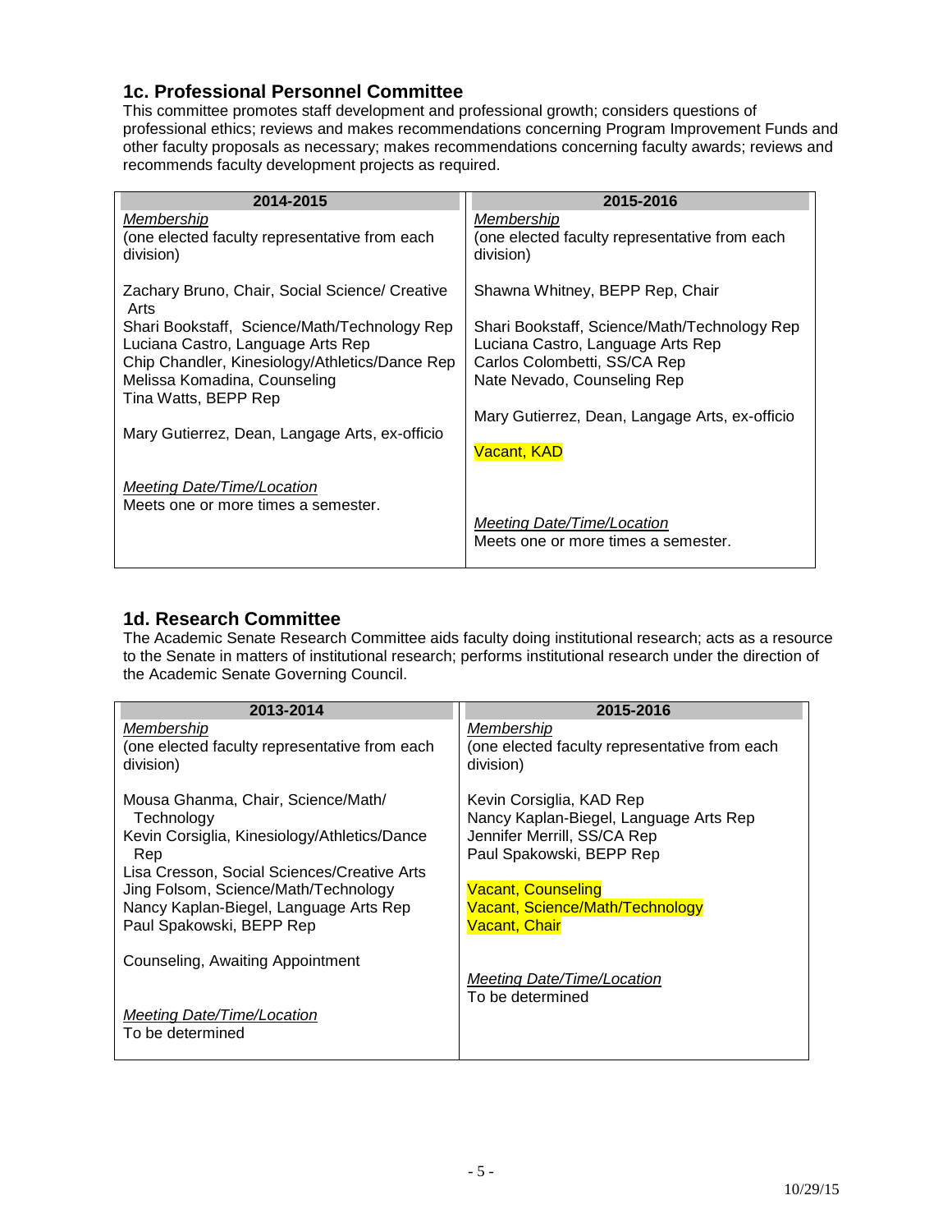## 1c. Professional Personnel Committee

This committee promotes staff development and professional growth; considers questions of professional ethics; reviews and makes recommendations concerning Program Improvement Funds and other faculty proposals as necessary; makes recommendations concerning faculty awards; reviews and recommends faculty development projects as required.

| 2014-2015 | 2015-2016 |
|---|---|
| *Membership*<br>(one elected faculty representative from each division)<br><br>Zachary Bruno, Chair, Social Science/ Creative Arts<br>Shari Bookstaff, Science/Math/Technology Rep<br>Luciana Castro, Language Arts Rep<br>Chip Chandler, Kinesiology/Athletics/Dance Rep<br>Melissa Komadina, Counseling<br>Tina Watts, BEPP Rep<br><br>Mary Gutierrez, Dean, Langage Arts, ex-officio<br><br>*Meeting Date/Time/Location*<br>Meets one or more times a semester. | *Membership*<br>(one elected faculty representative from each division)<br><br>Shawna Whitney, BEPP Rep, Chair<br><br>Shari Bookstaff, Science/Math/Technology Rep<br>Luciana Castro, Language Arts Rep<br>Carlos Colombetti, SS/CA Rep<br>Nate Nevado, Counseling Rep<br><br>Mary Gutierrez, Dean, Langage Arts, ex-officio<br><br>Vacant, KAD<br><br>*Meeting Date/Time/Location*<br>Meets one or more times a semester. |

## 1d. Research Committee

The Academic Senate Research Committee aids faculty doing institutional research; acts as a resource to the Senate in matters of institutional research; performs institutional research under the direction of the Academic Senate Governing Council.

| 2013-2014 | 2015-2016 |
|---|---|
| *Membership*<br>(one elected faculty representative from each division)<br><br>Mousa Ghanma, Chair, Science/Math/ Technology<br>Kevin Corsiglia, Kinesiology/Athletics/Dance Rep<br>Lisa Cresson, Social Sciences/Creative Arts<br>Jing Folsom, Science/Math/Technology<br>Nancy Kaplan-Biegel, Language Arts Rep<br>Paul Spakowski, BEPP Rep<br><br>Counseling, Awaiting Appointment<br><br>*Meeting Date/Time/Location*<br>To be determined | *Membership*<br>(one elected faculty representative from each division)<br><br>Kevin Corsiglia, KAD Rep<br>Nancy Kaplan-Biegel, Language Arts Rep<br>Jennifer Merrill, SS/CA Rep<br>Paul Spakowski, BEPP Rep<br><br>Vacant, Counseling<br>Vacant, Science/Math/Technology<br>Vacant, Chair<br><br>*Meeting Date/Time/Location*<br>To be determined |

10/29/15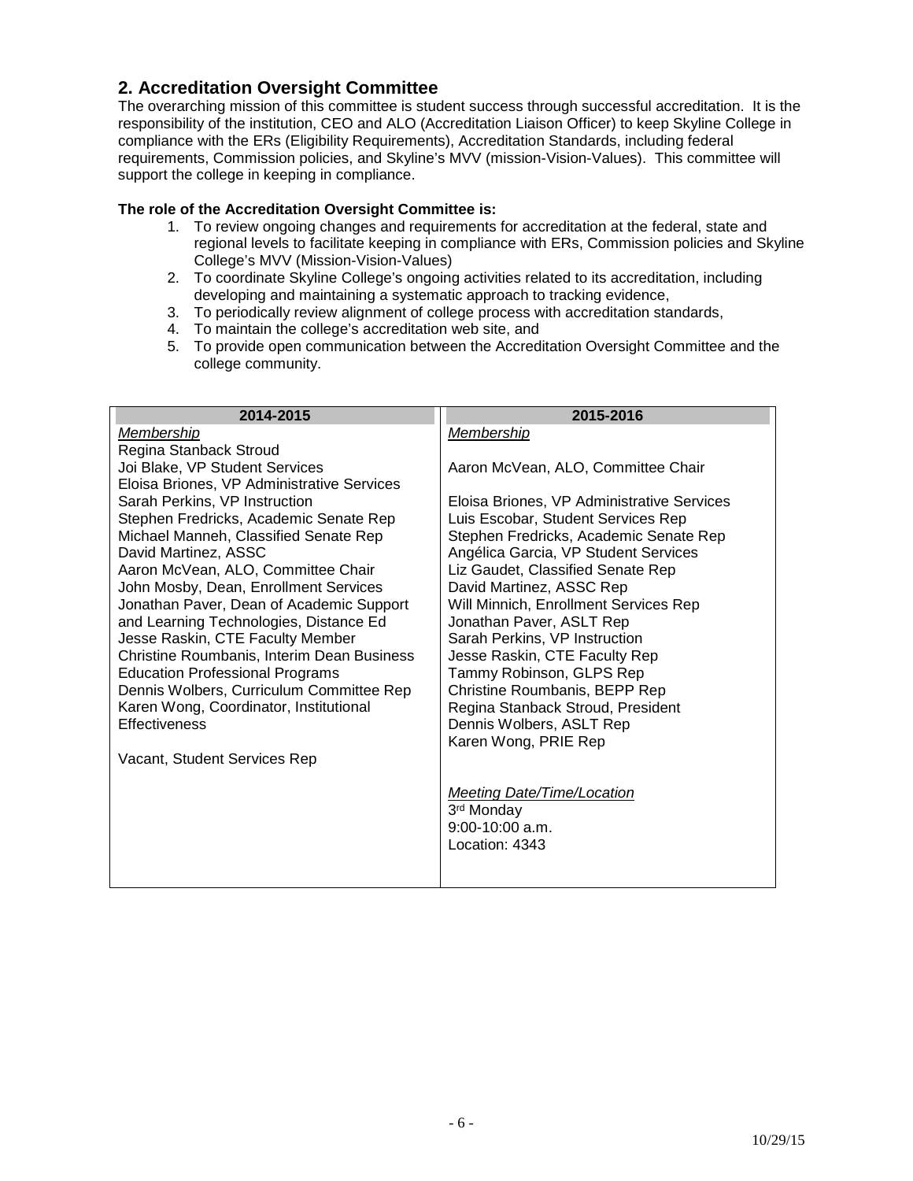## 2. Accreditation Oversight Committee

The overarching mission of this committee is student success through successful accreditation. It is the responsibility of the institution, CEO and ALO (Accreditation Liaison Officer) to keep Skyline College in compliance with the ERs (Eligibility Requirements), Accreditation Standards, including federal requirements, Commission policies, and Skyline's MVV (mission-Vision-Values). This committee will support the college in keeping in compliance.

**The role of the Accreditation Oversight Committee is:**

1. To review ongoing changes and requirements for accreditation at the federal, state and regional levels to facilitate keeping in compliance with ERs, Commission policies and Skyline College's MVV (Mission-Vision-Values)
2. To coordinate Skyline College's ongoing activities related to its accreditation, including developing and maintaining a systematic approach to tracking evidence,
3. To periodically review alignment of college process with accreditation standards,
4. To maintain the college's accreditation web site, and
5. To provide open communication between the Accreditation Oversight Committee and the college community.

| 2014-2015 | 2015-2016 |
|---|---|
| *Membership*<br>Regina Stanback Stroud<br>Joi Blake, VP Student Services<br>Eloisa Briones, VP Administrative Services<br>Sarah Perkins, VP Instruction<br>Stephen Fredricks, Academic Senate Rep<br>Michael Manneh, Classified Senate Rep<br>David Martinez, ASSC<br>Aaron McVean, ALO, Committee Chair<br>John Mosby, Dean, Enrollment Services<br>Jonathan Paver, Dean of Academic Support and Learning Technologies, Distance Ed<br>Jesse Raskin, CTE Faculty Member<br>Christine Roumbanis, Interim Dean Business Education Professional Programs<br>Dennis Wolbers, Curriculum Committee Rep<br>Karen Wong, Coordinator, Institutional Effectiveness<br><br>Vacant, Student Services Rep | *Membership*<br><br>Aaron McVean, ALO, Committee Chair<br><br>Eloisa Briones, VP Administrative Services<br>Luis Escobar, Student Services Rep<br>Stephen Fredricks, Academic Senate Rep<br>Angélica Garcia, VP Student Services<br>Liz Gaudet, Classified Senate Rep<br>David Martinez, ASSC Rep<br>Will Minnich, Enrollment Services Rep<br>Jonathan Paver, ASLT Rep<br>Sarah Perkins, VP Instruction<br>Jesse Raskin, CTE Faculty Rep<br>Tammy Robinson, GLPS Rep<br>Christine Roumbanis, BEPP Rep<br>Regina Stanback Stroud, President<br>Dennis Wolbers, ASLT Rep<br>Karen Wong, PRIE Rep<br><br>*Meeting Date/Time/Location*<br>3rd Monday<br>9:00-10:00 a.m.<br>Location: 4343 |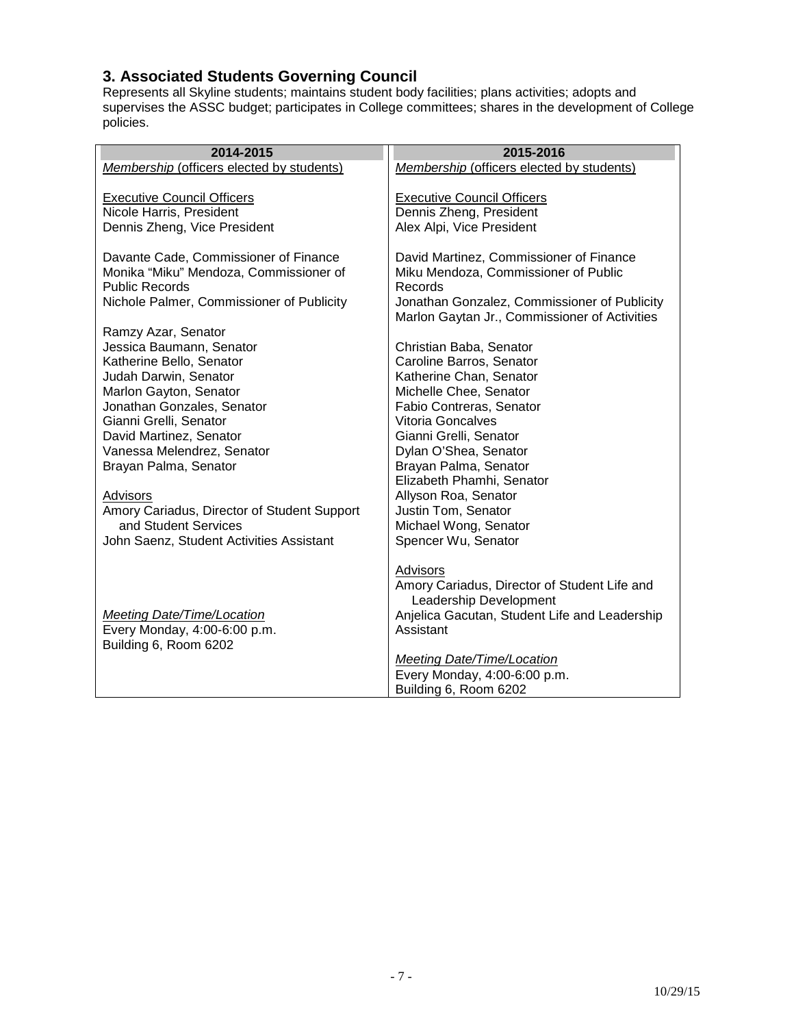## 3. Associated Students Governing Council

Represents all Skyline students; maintains student body facilities; plans activities; adopts and supervises the ASSC budget; participates in College committees; shares in the development of College policies.

| 2014-2015 | 2015-2016 |
|---|---|
| *Membership* (officers elected by students)<br><br>Executive Council Officers<br>Nicole Harris, President<br>Dennis Zheng, Vice President<br><br>Davante Cade, Commissioner of Finance<br>Monika "Miku" Mendoza, Commissioner of Public Records<br>Nichole Palmer, Commissioner of Publicity<br><br>Ramzy Azar, Senator<br>Jessica Baumann, Senator<br>Katherine Bello, Senator<br>Judah Darwin, Senator<br>Marlon Gayton, Senator<br>Jonathan Gonzales, Senator<br>Gianni Grelli, Senator<br>David Martinez, Senator<br>Vanessa Melendrez, Senator<br>Brayan Palma, Senator<br><br>Advisors<br>Amory Cariadus, Director of Student Support and Student Services<br>John Saenz, Student Activities Assistant<br><br>*Meeting Date/Time/Location*<br>Every Monday, 4:00-6:00 p.m.<br>Building 6, Room 6202 | *Membership* (officers elected by students)<br><br>Executive Council Officers<br>Dennis Zheng, President<br>Alex Alpi, Vice President<br><br>David Martinez, Commissioner of Finance<br>Miku Mendoza, Commissioner of Public Records<br>Jonathan Gonzalez, Commissioner of Publicity<br>Marlon Gaytan Jr., Commissioner of Activities<br><br>Christian Baba, Senator<br>Caroline Barros, Senator<br>Katherine Chan, Senator<br>Michelle Chee, Senator<br>Fabio Contreras, Senator<br>Vitoria Goncalves<br>Gianni Grelli, Senator<br>Dylan O'Shea, Senator<br>Brayan Palma, Senator<br>Elizabeth Phamhi, Senator<br>Allyson Roa, Senator<br>Justin Tom, Senator<br>Michael Wong, Senator<br>Spencer Wu, Senator<br><br>Advisors<br>Amory Cariadus, Director of Student Life and Leadership Development<br>Anjelica Gacutan, Student Life and Leadership Assistant<br><br>*Meeting Date/Time/Location*<br>Every Monday, 4:00-6:00 p.m.<br>Building 6, Room 6202 |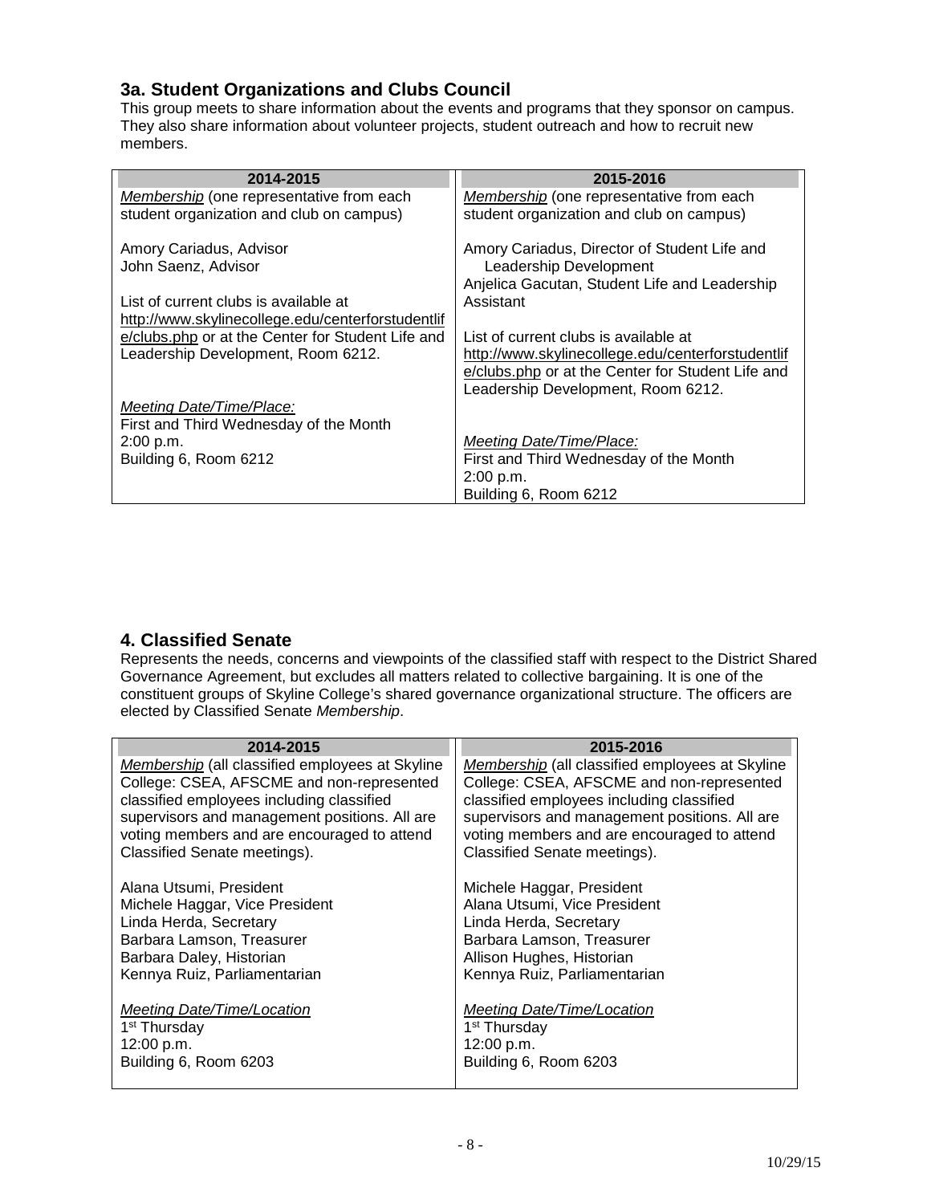### 3a. Student Organizations and Clubs Council

This group meets to share information about the events and programs that they sponsor on campus. They also share information about volunteer projects, student outreach and how to recruit new members.

| 2014-2015 | 2015-2016 |
|---|---|
| *Membership* (one representative from each student organization and club on campus)<br><br>Amory Cariadus, Advisor<br>John Saenz, Advisor<br><br>List of current clubs is available at http://www.skylinecollege.edu/centerforstudentlife/clubs.php or at the Center for Student Life and Leadership Development, Room 6212.<br><br>*Meeting Date/Time/Place:*<br>First and Third Wednesday of the Month<br>2:00 p.m.<br>Building 6, Room 6212 | *Membership* (one representative from each student organization and club on campus)<br><br>Amory Cariadus, Director of Student Life and Leadership Development<br>Anjelica Gacutan, Student Life and Leadership Assistant<br><br>List of current clubs is available at http://www.skylinecollege.edu/centerforstudentlife/clubs.php or at the Center for Student Life and Leadership Development, Room 6212.<br><br>*Meeting Date/Time/Place:*<br>First and Third Wednesday of the Month<br>2:00 p.m.<br>Building 6, Room 6212 |

### 4. Classified Senate

Represents the needs, concerns and viewpoints of the classified staff with respect to the District Shared Governance Agreement, but excludes all matters related to collective bargaining. It is one of the constituent groups of Skyline College's shared governance organizational structure. The officers are elected by Classified Senate *Membership*.

| 2014-2015 | 2015-2016 |
|---|---|
| *Membership* (all classified employees at Skyline College: CSEA, AFSCME and non-represented classified employees including classified supervisors and management positions. All are voting members and are encouraged to attend Classified Senate meetings).<br><br>Alana Utsumi, President<br>Michele Haggar, Vice President<br>Linda Herda, Secretary<br>Barbara Lamson, Treasurer<br>Barbara Daley, Historian<br>Kennya Ruiz, Parliamentarian<br><br>*Meeting Date/Time/Location*<br>1st Thursday<br>12:00 p.m.<br>Building 6, Room 6203 | *Membership* (all classified employees at Skyline College: CSEA, AFSCME and non-represented classified employees including classified supervisors and management positions. All are voting members and are encouraged to attend Classified Senate meetings).<br><br>Michele Haggar, President<br>Alana Utsumi, Vice President<br>Linda Herda, Secretary<br>Barbara Lamson, Treasurer<br>Allison Hughes, Historian<br>Kennya Ruiz, Parliamentarian<br><br>*Meeting Date/Time/Location*<br>1st Thursday<br>12:00 p.m.<br>Building 6, Room 6203 |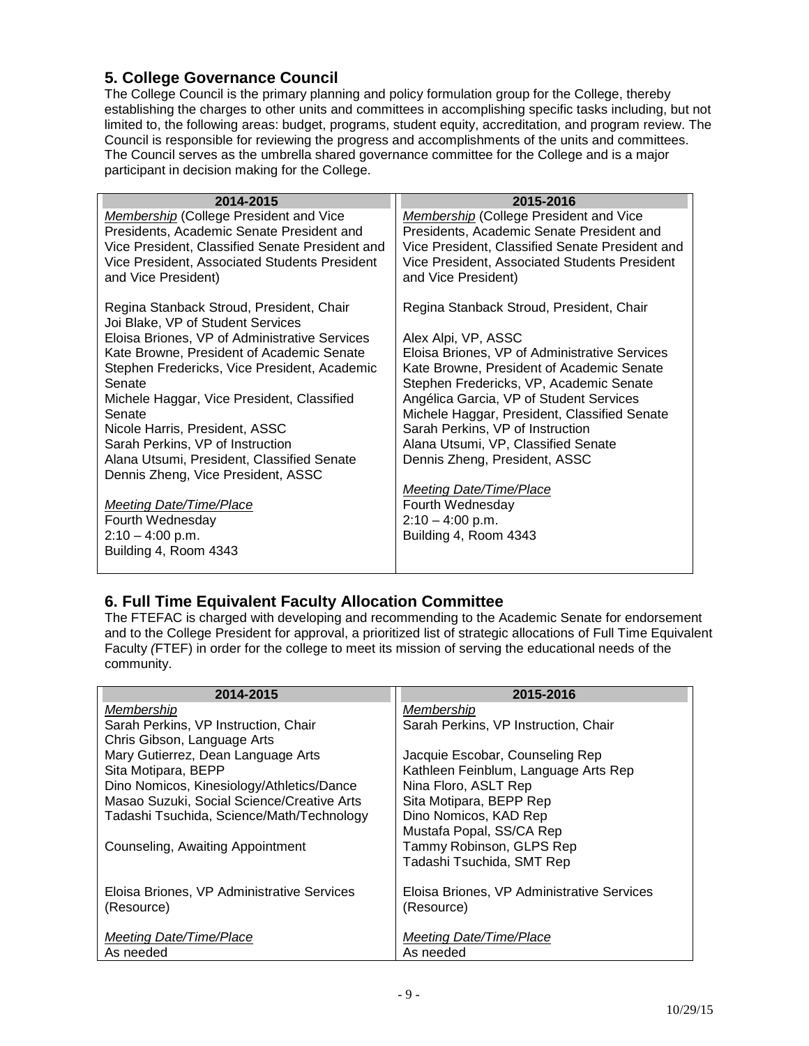## 5. College Governance Council

The College Council is the primary planning and policy formulation group for the College, thereby establishing the charges to other units and committees in accomplishing specific tasks including, but not limited to, the following areas: budget, programs, student equity, accreditation, and program review. The Council is responsible for reviewing the progress and accomplishments of the units and committees. The Council serves as the umbrella shared governance committee for the College and is a major participant in decision making for the College.

| 2014-2015 | 2015-2016 |
| --- | --- |
| *Membership* (College President and Vice Presidents, Academic Senate President and Vice President, Classified Senate President and Vice President, Associated Students President and Vice President)<br><br>Regina Stanback Stroud, President, Chair<br>Joi Blake, VP of Student Services<br>Eloisa Briones, VP of Administrative Services<br>Kate Browne, President of Academic Senate<br>Stephen Fredericks, Vice President, Academic Senate<br>Michele Haggar, Vice President, Classified Senate<br>Nicole Harris, President, ASSC<br>Sarah Perkins, VP of Instruction<br>Alana Utsumi, President, Classified Senate<br>Dennis Zheng, Vice President, ASSC<br><br>*Meeting Date/Time/Place*<br>Fourth Wednesday<br>2:10 – 4:00 p.m.<br>Building 4, Room 4343 | *Membership* (College President and Vice Presidents, Academic Senate President and Vice President, Classified Senate President and Vice President, Associated Students President and Vice President)<br><br>Regina Stanback Stroud, President, Chair<br><br>Alex Alpi, VP, ASSC<br>Eloisa Briones, VP of Administrative Services<br>Kate Browne, President of Academic Senate<br>Stephen Fredericks, VP, Academic Senate<br>Angélica Garcia, VP of Student Services<br>Michele Haggar, President, Classified Senate<br>Sarah Perkins, VP of Instruction<br>Alana Utsumi, VP, Classified Senate<br>Dennis Zheng, President, ASSC<br><br>*Meeting Date/Time/Place*<br>Fourth Wednesday<br>2:10 – 4:00 p.m.<br>Building 4, Room 4343 |

## 6. Full Time Equivalent Faculty Allocation Committee

The FTEFAC is charged with developing and recommending to the Academic Senate for endorsement and to the College President for approval, a prioritized list of strategic allocations of Full Time Equivalent Faculty (FTEF) in order for the college to meet its mission of serving the educational needs of the community.

| 2014-2015 | 2015-2016 |
| --- | --- |
| *Membership*<br>Sarah Perkins, VP Instruction, Chair<br>Chris Gibson, Language Arts<br>Mary Gutierrez, Dean Language Arts<br>Sita Motipara, BEPP<br>Dino Nomicos, Kinesiology/Athletics/Dance<br>Masao Suzuki, Social Science/Creative Arts<br>Tadashi Tsuchida, Science/Math/Technology<br><br>Counseling, Awaiting Appointment<br><br>Eloisa Briones, VP Administrative Services (Resource)<br><br>*Meeting Date/Time/Place*<br>As needed | *Membership*<br>Sarah Perkins, VP Instruction, Chair<br><br>Jacquie Escobar, Counseling Rep<br>Kathleen Feinblum, Language Arts Rep<br>Nina Floro, ASLT Rep<br>Sita Motipara, BEPP Rep<br>Dino Nomicos, KAD Rep<br>Mustafa Popal, SS/CA Rep<br>Tammy Robinson, GLPS Rep<br>Tadashi Tsuchida, SMT Rep<br><br>Eloisa Briones, VP Administrative Services (Resource)<br><br>*Meeting Date/Time/Place*<br>As needed |

10/29/15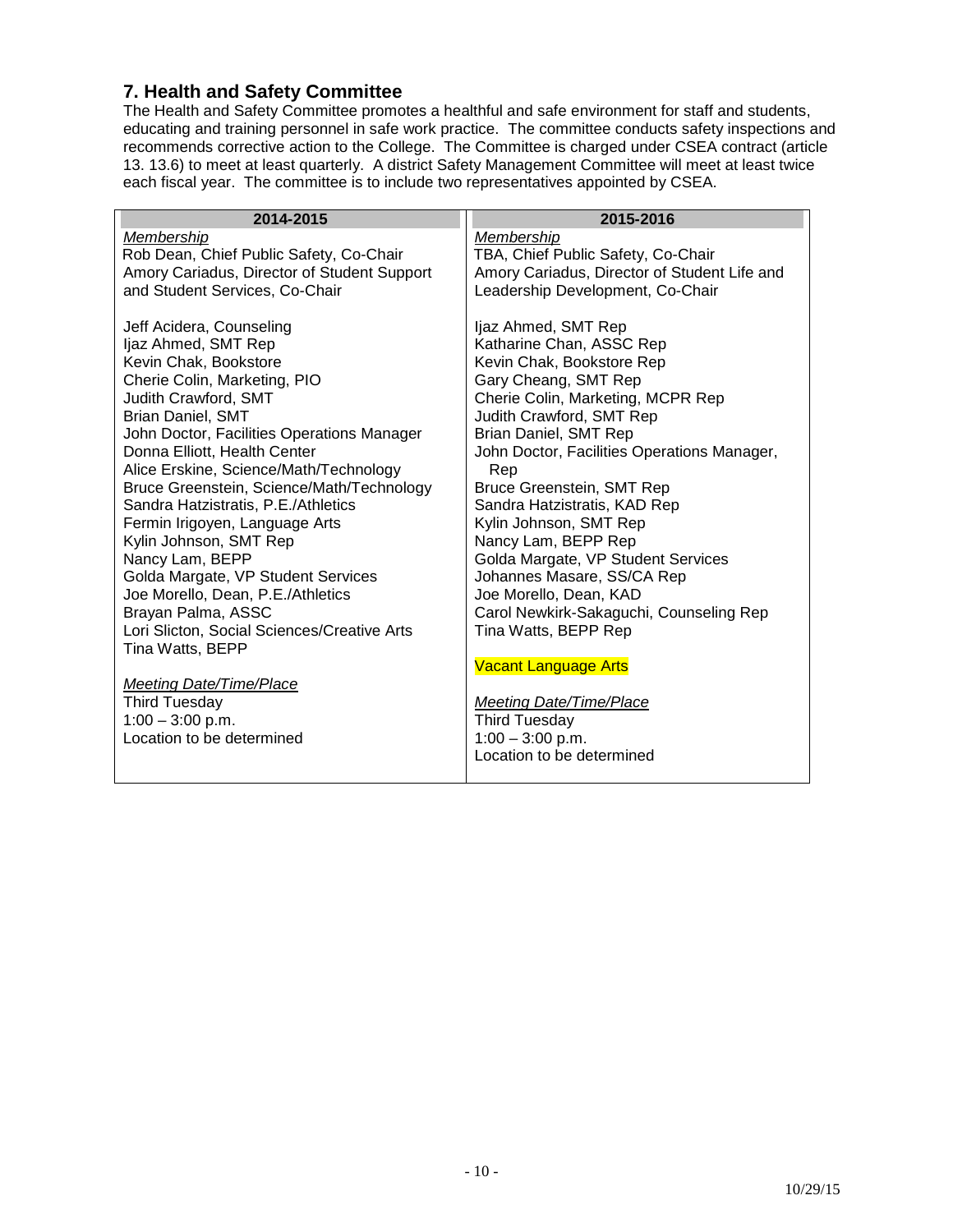## 7. Health and Safety Committee

The Health and Safety Committee promotes a healthful and safe environment for staff and students, educating and training personnel in safe work practice. The committee conducts safety inspections and recommends corrective action to the College. The Committee is charged under CSEA contract (article 13. 13.6) to meet at least quarterly. A district Safety Management Committee will meet at least twice each fiscal year. The committee is to include two representatives appointed by CSEA.

| 2014-2015 | 2015-2016 |
|---|---|
| *Membership*<br>Rob Dean, Chief Public Safety, Co-Chair<br>Amory Cariadus, Director of Student Support and Student Services, Co-Chair<br><br>Jeff Acidera, Counseling<br>Ijaz Ahmed, SMT Rep<br>Kevin Chak, Bookstore<br>Cherie Colin, Marketing, PIO<br>Judith Crawford, SMT<br>Brian Daniel, SMT<br>John Doctor, Facilities Operations Manager<br>Donna Elliott, Health Center<br>Alice Erskine, Science/Math/Technology<br>Bruce Greenstein, Science/Math/Technology<br>Sandra Hatzistratis, P.E./Athletics<br>Fermin Irigoyen, Language Arts<br>Kylin Johnson, SMT Rep<br>Nancy Lam, BEPP<br>Golda Margate, VP Student Services<br>Joe Morello, Dean, P.E./Athletics<br>Brayan Palma, ASSC<br>Lori Slicton, Social Sciences/Creative Arts<br>Tina Watts, BEPP<br><br>*Meeting Date/Time/Place*<br>Third Tuesday<br>1:00 – 3:00 p.m.<br>Location to be determined | *Membership*<br>TBA, Chief Public Safety, Co-Chair<br>Amory Cariadus, Director of Student Life and Leadership Development, Co-Chair<br><br>Ijaz Ahmed, SMT Rep<br>Katharine Chan, ASSC Rep<br>Kevin Chak, Bookstore Rep<br>Gary Cheang, SMT Rep<br>Cherie Colin, Marketing, MCPR Rep<br>Judith Crawford, SMT Rep<br>Brian Daniel, SMT Rep<br>John Doctor, Facilities Operations Manager, Rep<br>Bruce Greenstein, SMT Rep<br>Sandra Hatzistratis, KAD Rep<br>Kylin Johnson, SMT Rep<br>Nancy Lam, BEPP Rep<br>Golda Margate, VP Student Services<br>Johannes Masare, SS/CA Rep<br>Joe Morello, Dean, KAD<br>Carol Newkirk-Sakaguchi, Counseling Rep<br>Tina Watts, BEPP Rep<br><br>Vacant Language Arts<br><br>*Meeting Date/Time/Place*<br>Third Tuesday<br>1:00 – 3:00 p.m.<br>Location to be determined |

10/29/15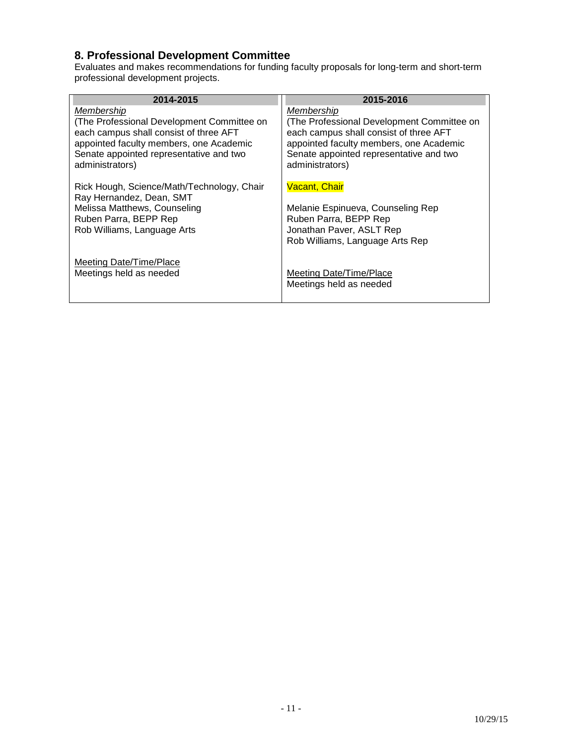## 8. Professional Development Committee

Evaluates and makes recommendations for funding faculty proposals for long-term and short-term professional development projects.

| 2014-2015 | 2015-2016 |
|---|---|
| *Membership*<br>(The Professional Development Committee on each campus shall consist of three AFT appointed faculty members, one Academic Senate appointed representative and two administrators) | *Membership*<br>(The Professional Development Committee on each campus shall consist of three AFT appointed faculty members, one Academic Senate appointed representative and two administrators) |
| Rick Hough, Science/Math/Technology, Chair<br>Ray Hernandez, Dean, SMT<br>Melissa Matthews, Counseling<br>Ruben Parra, BEPP Rep<br>Rob Williams, Language Arts | Vacant, Chair<br><br>Melanie Espinueva, Counseling Rep<br>Ruben Parra, BEPP Rep<br>Jonathan Paver, ASLT Rep<br>Rob Williams, Language Arts Rep |
| Meeting Date/Time/Place<br>Meetings held as needed | Meeting Date/Time/Place<br>Meetings held as needed |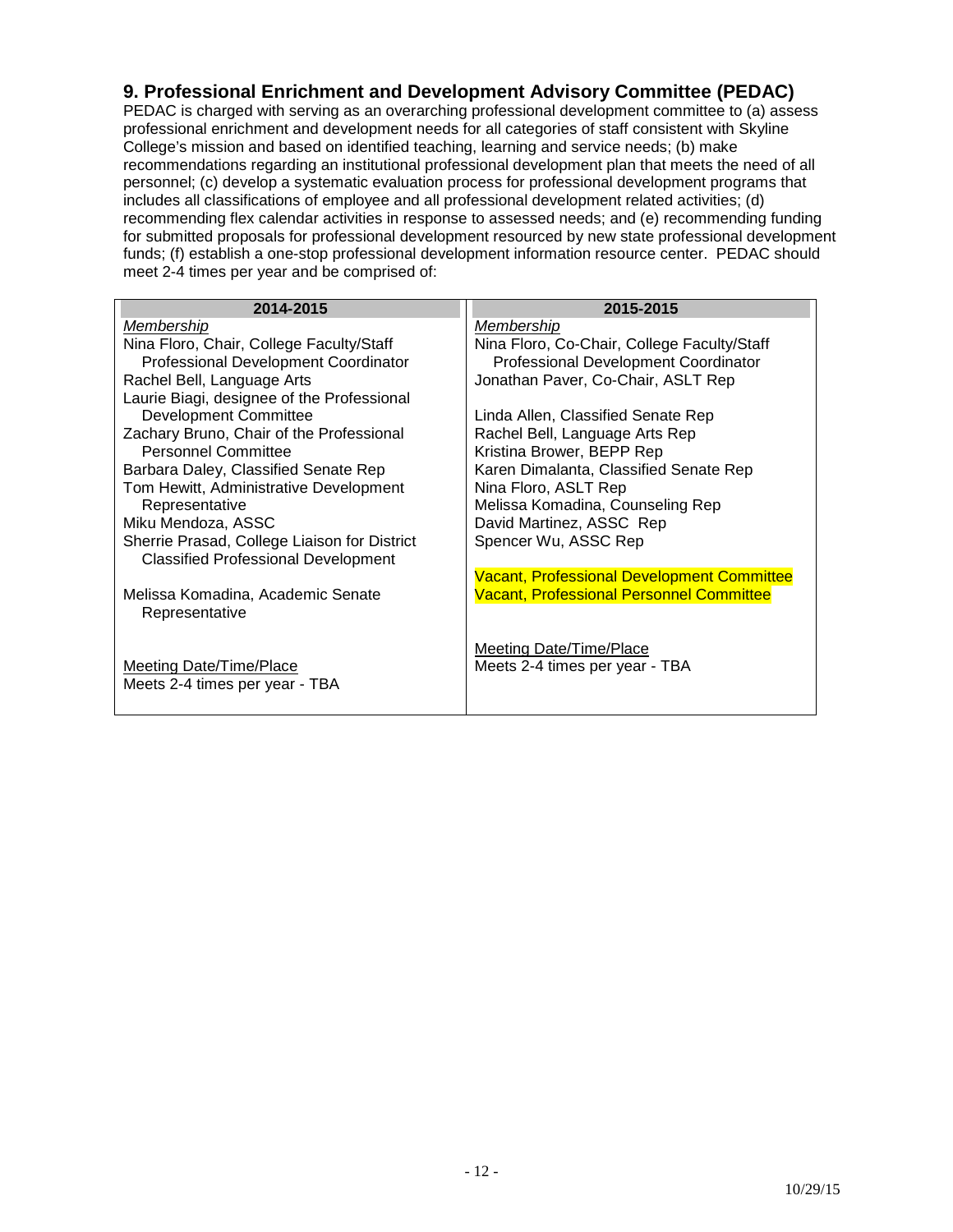## 9. Professional Enrichment and Development Advisory Committee (PEDAC)

PEDAC is charged with serving as an overarching professional development committee to (a) assess professional enrichment and development needs for all categories of staff consistent with Skyline College's mission and based on identified teaching, learning and service needs; (b) make recommendations regarding an institutional professional development plan that meets the need of all personnel; (c) develop a systematic evaluation process for professional development programs that includes all classifications of employee and all professional development related activities; (d) recommending flex calendar activities in response to assessed needs; and (e) recommending funding for submitted proposals for professional development resourced by new state professional development funds; (f) establish a one-stop professional development information resource center. PEDAC should meet 2-4 times per year and be comprised of:

| 2014-2015 | 2015-2015 |
|---|---|
| *Membership* | *Membership* |
| Nina Floro, Chair, College Faculty/Staff Professional Development Coordinator | Nina Floro, Co-Chair, College Faculty/Staff Professional Development Coordinator |
| Rachel Bell, Language Arts | Jonathan Paver, Co-Chair, ASLT Rep |
| Laurie Biagi, designee of the Professional Development Committee | Linda Allen, Classified Senate Rep |
| Zachary Bruno, Chair of the Professional Personnel Committee | Rachel Bell, Language Arts Rep |
| Barbara Daley, Classified Senate Rep | Kristina Brower, BEPP Rep |
| Tom Hewitt, Administrative Development Representative | Karen Dimalanta, Classified Senate Rep |
| Miku Mendoza, ASSC | Nina Floro, ASLT Rep |
| Sherrie Prasad, College Liaison for District Classified Professional Development | Melissa Komadina, Counseling Rep |
| Melissa Komadina, Academic Senate Representative | David Martinez, ASSC Rep |
| | Spencer Wu, ASSC Rep |
| | Vacant, Professional Development Committee |
| | Vacant, Professional Personnel Committee |
| Meeting Date/Time/Place | Meeting Date/Time/Place |
| Meets 2-4 times per year - TBA | Meets 2-4 times per year - TBA |

10/29/15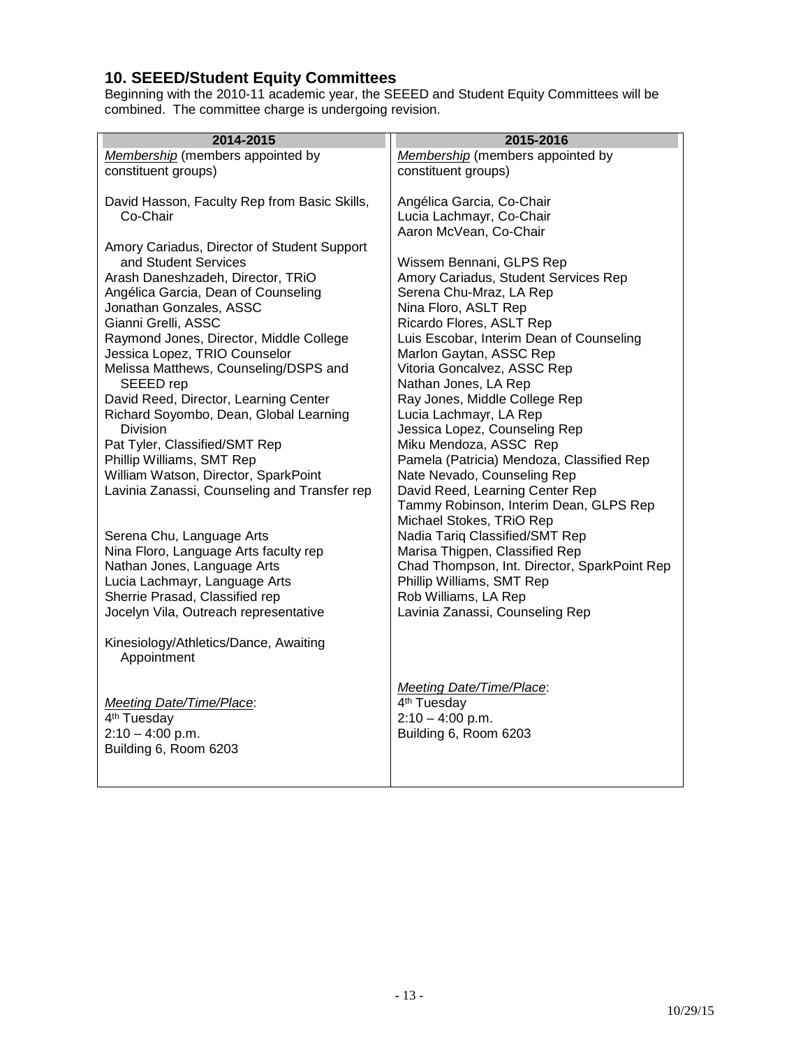## 10. SEEED/Student Equity Committees

Beginning with the 2010-11 academic year, the SEEED and Student Equity Committees will be combined. The committee charge is undergoing revision.

| 2014-2015 | 2015-2016 |
|---|---|
| *Membership* (members appointed by constituent groups)<br><br>David Hasson, Faculty Rep from Basic Skills, Co-Chair<br><br>Amory Cariadus, Director of Student Support and Student Services<br>Arash Daneshzadeh, Director, TRiO<br>Angélica Garcia, Dean of Counseling<br>Jonathan Gonzales, ASSC<br>Gianni Grelli, ASSC<br>Raymond Jones, Director, Middle College<br>Jessica Lopez, TRIO Counselor<br>Melissa Matthews, Counseling/DSPS and SEEED rep<br>David Reed, Director, Learning Center<br>Richard Soyombo, Dean, Global Learning Division<br>Pat Tyler, Classified/SMT Rep<br>Phillip Williams, SMT Rep<br>William Watson, Director, SparkPoint<br>Lavinia Zanassi, Counseling and Transfer rep<br><br>Serena Chu, Language Arts<br>Nina Floro, Language Arts faculty rep<br>Nathan Jones, Language Arts<br>Lucia Lachmayr, Language Arts<br>Sherrie Prasad, Classified rep<br>Jocelyn Vila, Outreach representative<br><br>Kinesiology/Athletics/Dance, Awaiting Appointment<br><br>*Meeting Date/Time/Place*:<br>4th Tuesday<br>2:10 – 4:00 p.m.<br>Building 6, Room 6203 | *Membership* (members appointed by constituent groups)<br><br>Angélica Garcia, Co-Chair<br>Lucia Lachmayr, Co-Chair<br>Aaron McVean, Co-Chair<br><br>Wissem Bennani, GLPS Rep<br>Amory Cariadus, Student Services Rep<br>Serena Chu-Mraz, LA Rep<br>Nina Floro, ASLT Rep<br>Ricardo Flores, ASLT Rep<br>Luis Escobar, Interim Dean of Counseling<br>Marlon Gaytan, ASSC Rep<br>Vitoria Goncalvez, ASSC Rep<br>Nathan Jones, LA Rep<br>Ray Jones, Middle College Rep<br>Lucia Lachmayr, LA Rep<br>Jessica Lopez, Counseling Rep<br>Miku Mendoza, ASSC Rep<br>Pamela (Patricia) Mendoza, Classified Rep<br>Nate Nevado, Counseling Rep<br>David Reed, Learning Center Rep<br>Tammy Robinson, Interim Dean, GLPS Rep<br>Michael Stokes, TRiO Rep<br>Nadia Tariq Classified/SMT Rep<br>Marisa Thigpen, Classified Rep<br>Chad Thompson, Int. Director, SparkPoint Rep<br>Phillip Williams, SMT Rep<br>Rob Williams, LA Rep<br>Lavinia Zanassi, Counseling Rep<br><br>*Meeting Date/Time/Place*:<br>4th Tuesday<br>2:10 – 4:00 p.m.<br>Building 6, Room 6203 |

10/29/15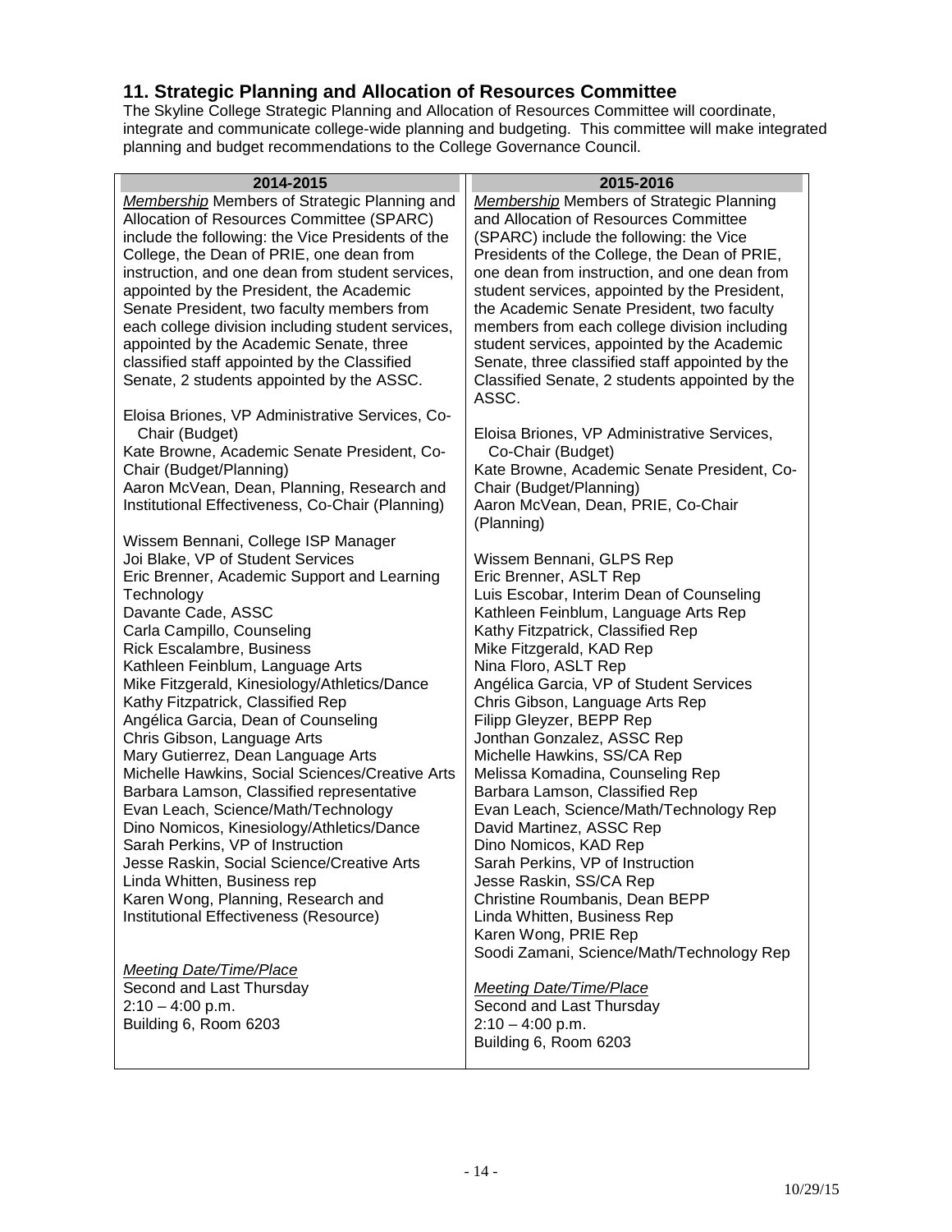## 11. Strategic Planning and Allocation of Resources Committee

The Skyline College Strategic Planning and Allocation of Resources Committee will coordinate, integrate and communicate college-wide planning and budgeting. This committee will make integrated planning and budget recommendations to the College Governance Council.

| 2014-2015 | 2015-2016 |
|---|---|
| *Membership* Members of Strategic Planning and Allocation of Resources Committee (SPARC) include the following: the Vice Presidents of the College, the Dean of PRIE, one dean from instruction, and one dean from student services, appointed by the President, the Academic Senate President, two faculty members from each college division including student services, appointed by the Academic Senate, three classified staff appointed by the Classified Senate, 2 students appointed by the ASSC. | *Membership* Members of Strategic Planning and Allocation of Resources Committee (SPARC) include the following: the Vice Presidents of the College, the Dean of PRIE, one dean from instruction, and one dean from student services, appointed by the President, the Academic Senate President, two faculty members from each college division including student services, appointed by the Academic Senate, three classified staff appointed by the Classified Senate, 2 students appointed by the ASSC. |
| Eloisa Briones, VP Administrative Services, Co-Chair (Budget)<br>Kate Browne, Academic Senate President, Co-Chair (Budget/Planning)<br>Aaron McVean, Dean, Planning, Research and Institutional Effectiveness, Co-Chair (Planning) | Eloisa Briones, VP Administrative Services, Co-Chair (Budget)<br>Kate Browne, Academic Senate President, Co-Chair (Budget/Planning)<br>Aaron McVean, Dean, PRIE, Co-Chair (Planning) |
| Wissem Bennani, College ISP Manager<br>Joi Blake, VP of Student Services<br>Eric Brenner, Academic Support and Learning Technology<br>Davante Cade, ASSC<br>Carla Campillo, Counseling<br>Rick Escalambre, Business<br>Kathleen Feinblum, Language Arts<br>Mike Fitzgerald, Kinesiology/Athletics/Dance<br>Kathy Fitzpatrick, Classified Rep<br>Angélica Garcia, Dean of Counseling<br>Chris Gibson, Language Arts<br>Mary Gutierrez, Dean Language Arts<br>Michelle Hawkins, Social Sciences/Creative Arts<br>Barbara Lamson, Classified representative<br>Evan Leach, Science/Math/Technology<br>Dino Nomicos, Kinesiology/Athletics/Dance<br>Sarah Perkins, VP of Instruction<br>Jesse Raskin, Social Science/Creative Arts<br>Linda Whitten, Business rep<br>Karen Wong, Planning, Research and Institutional Effectiveness (Resource) | Wissem Bennani, GLPS Rep<br>Eric Brenner, ASLT Rep<br>Luis Escobar, Interim Dean of Counseling<br>Kathleen Feinblum, Language Arts Rep<br>Kathy Fitzpatrick, Classified Rep<br>Mike Fitzgerald, KAD Rep<br>Nina Floro, ASLT Rep<br>Angélica Garcia, VP of Student Services<br>Chris Gibson, Language Arts Rep<br>Filipp Gleyzer, BEPP Rep<br>Jonthan Gonzalez, ASSC Rep<br>Michelle Hawkins, SS/CA Rep<br>Melissa Komadina, Counseling Rep<br>Barbara Lamson, Classified Rep<br>Evan Leach, Science/Math/Technology Rep<br>David Martinez, ASSC Rep<br>Dino Nomicos, KAD Rep<br>Sarah Perkins, VP of Instruction<br>Jesse Raskin, SS/CA Rep<br>Christine Roumbanis, Dean BEPP<br>Linda Whitten, Business Rep<br>Karen Wong, PRIE Rep<br>Soodi Zamani, Science/Math/Technology Rep |
| *Meeting Date/Time/Place*<br>Second and Last Thursday<br>2:10 – 4:00 p.m.<br>Building 6, Room 6203 | *Meeting Date/Time/Place*<br>Second and Last Thursday<br>2:10 – 4:00 p.m.<br>Building 6, Room 6203 |

10/29/15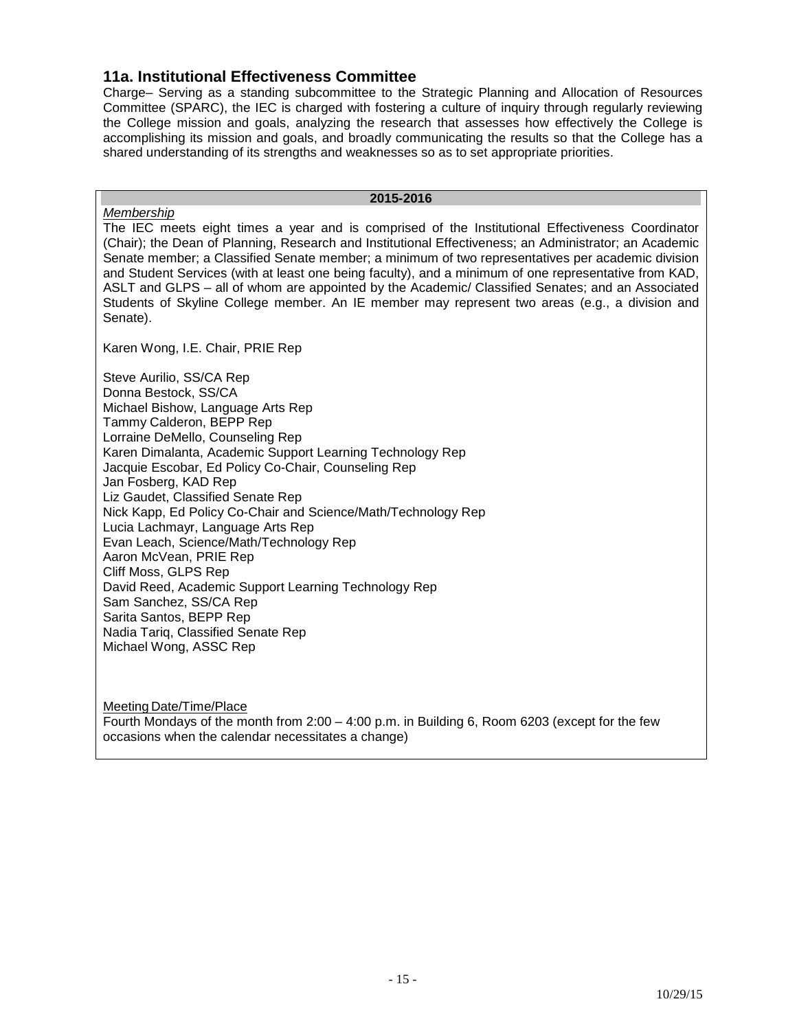## 11a. Institutional Effectiveness Committee

Charge– Serving as a standing subcommittee to the Strategic Planning and Allocation of Resources Committee (SPARC), the IEC is charged with fostering a culture of inquiry through regularly reviewing the College mission and goals, analyzing the research that assesses how effectively the College is accomplishing its mission and goals, and broadly communicating the results so that the College has a shared understanding of its strengths and weaknesses so as to set appropriate priorities.

**2015-2016**

*Membership*

The IEC meets eight times a year and is comprised of the Institutional Effectiveness Coordinator (Chair); the Dean of Planning, Research and Institutional Effectiveness; an Administrator; an Academic Senate member; a Classified Senate member; a minimum of two representatives per academic division and Student Services (with at least one being faculty), and a minimum of one representative from KAD, ASLT and GLPS – all of whom are appointed by the Academic/ Classified Senates; and an Associated Students of Skyline College member. An IE member may represent two areas (e.g., a division and Senate).

Karen Wong, I.E. Chair, PRIE Rep

Steve Aurilio, SS/CA Rep
Donna Bestock, SS/CA
Michael Bishow, Language Arts Rep
Tammy Calderon, BEPP Rep
Lorraine DeMello, Counseling Rep
Karen Dimalanta, Academic Support Learning Technology Rep
Jacquie Escobar, Ed Policy Co-Chair, Counseling Rep
Jan Fosberg, KAD Rep
Liz Gaudet, Classified Senate Rep
Nick Kapp, Ed Policy Co-Chair and Science/Math/Technology Rep
Lucia Lachmayr, Language Arts Rep
Evan Leach, Science/Math/Technology Rep
Aaron McVean, PRIE Rep
Cliff Moss, GLPS Rep
David Reed, Academic Support Learning Technology Rep
Sam Sanchez, SS/CA Rep
Sarita Santos, BEPP Rep
Nadia Tariq, Classified Senate Rep
Michael Wong, ASSC Rep

Meeting Date/Time/Place

Fourth Mondays of the month from 2:00 – 4:00 p.m. in Building 6, Room 6203 (except for the few occasions when the calendar necessitates a change)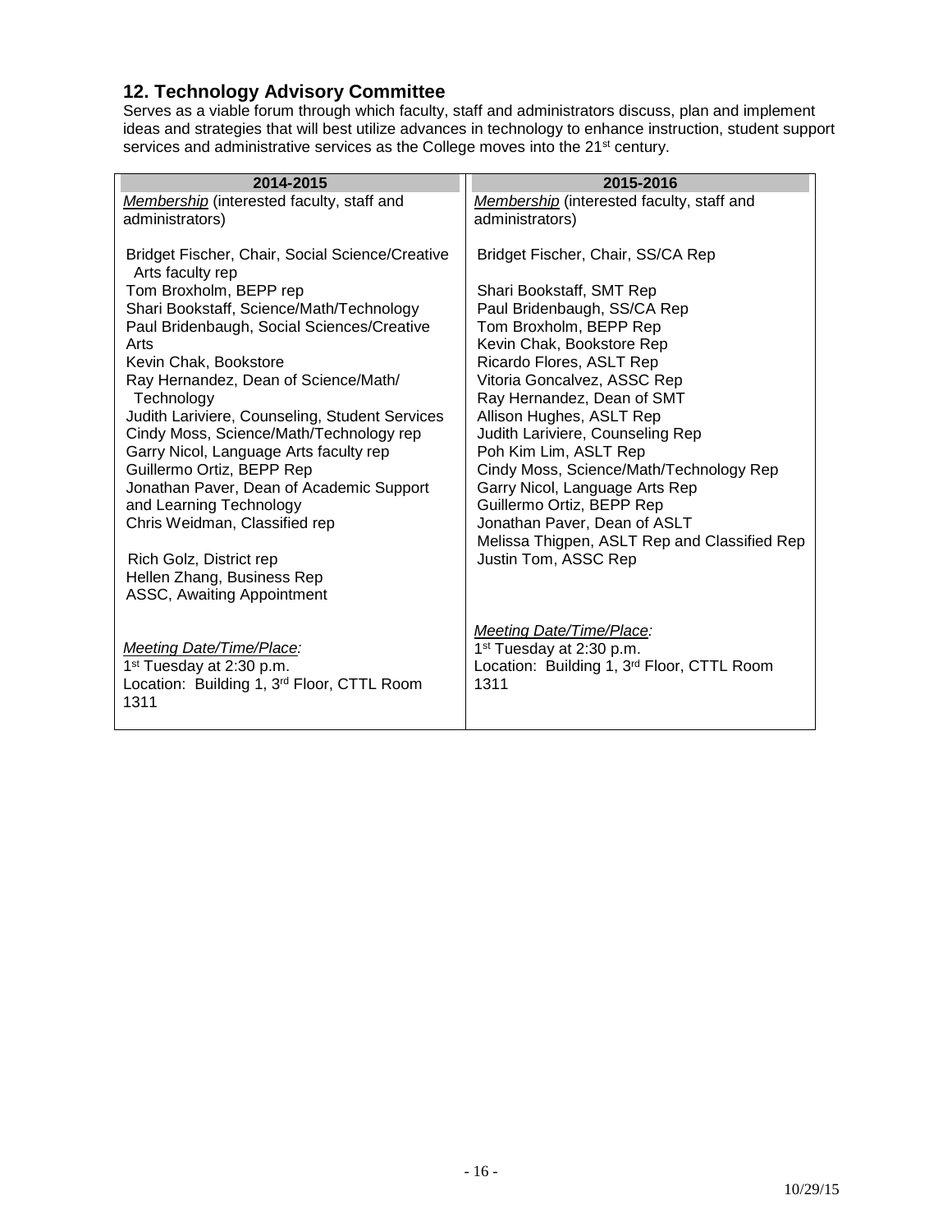## 12. Technology Advisory Committee

Serves as a viable forum through which faculty, staff and administrators discuss, plan and implement ideas and strategies that will best utilize advances in technology to enhance instruction, student support services and administrative services as the College moves into the 21st century.

| 2014-2015 | 2015-2016 |
|---|---|
| *Membership* (interested faculty, staff and administrators)<br><br>Bridget Fischer, Chair, Social Science/Creative Arts faculty rep<br>Tom Broxholm, BEPP rep<br>Shari Bookstaff, Science/Math/Technology<br>Paul Bridenbaugh, Social Sciences/Creative Arts<br>Kevin Chak, Bookstore<br>Ray Hernandez, Dean of Science/Math/ Technology<br>Judith Lariviere, Counseling, Student Services<br>Cindy Moss, Science/Math/Technology rep<br>Garry Nicol, Language Arts faculty rep<br>Guillermo Ortiz, BEPP Rep<br>Jonathan Paver, Dean of Academic Support and Learning Technology<br>Chris Weidman, Classified rep<br><br>Rich Golz, District rep<br>Hellen Zhang, Business Rep<br>ASSC, Awaiting Appointment<br><br>*Meeting Date/Time/Place:*<br>1st Tuesday at 2:30 p.m.<br>Location: Building 1, 3rd Floor, CTTL Room 1311 | *Membership* (interested faculty, staff and administrators)<br><br>Bridget Fischer, Chair, SS/CA Rep<br><br>Shari Bookstaff, SMT Rep<br>Paul Bridenbaugh, SS/CA Rep<br>Tom Broxholm, BEPP Rep<br>Kevin Chak, Bookstore Rep<br>Ricardo Flores, ASLT Rep<br>Vitoria Goncalvez, ASSC Rep<br>Ray Hernandez, Dean of SMT<br>Allison Hughes, ASLT Rep<br>Judith Lariviere, Counseling Rep<br>Poh Kim Lim, ASLT Rep<br>Cindy Moss, Science/Math/Technology Rep<br>Garry Nicol, Language Arts Rep<br>Guillermo Ortiz, BEPP Rep<br>Jonathan Paver, Dean of ASLT<br>Melissa Thigpen, ASLT Rep and Classified Rep<br>Justin Tom, ASSC Rep<br><br>*Meeting Date/Time/Place:*<br>1st Tuesday at 2:30 p.m.<br>Location: Building 1, 3rd Floor, CTTL Room 1311 |

10/29/15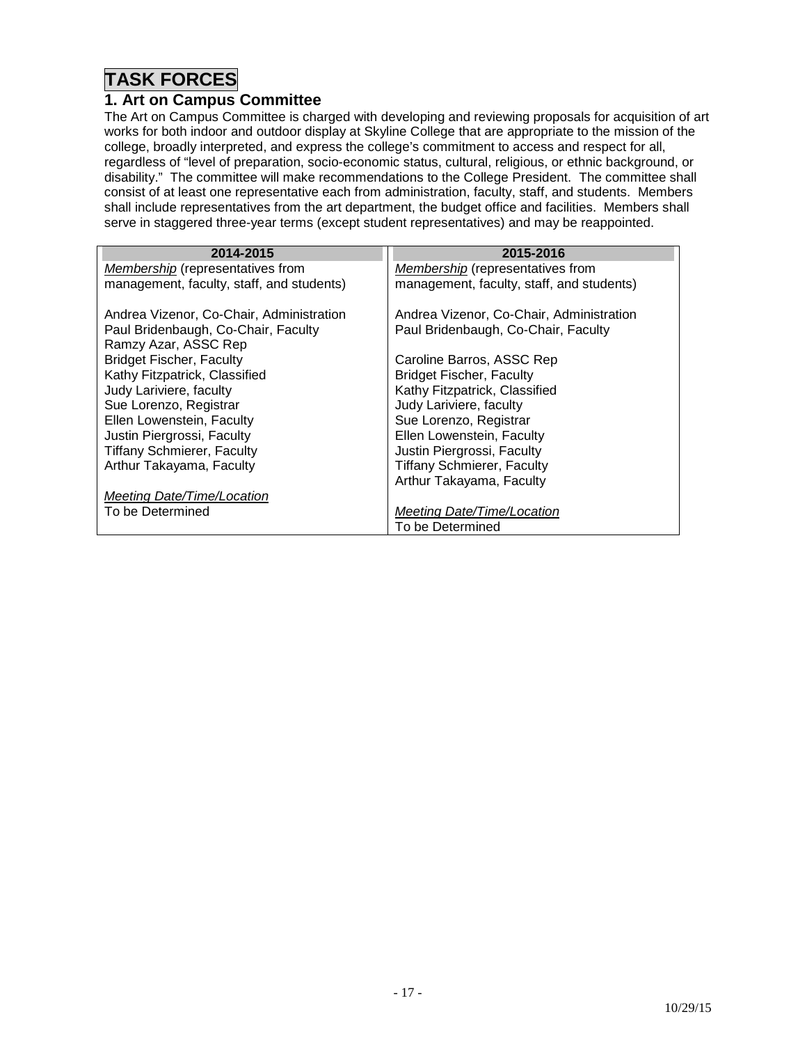# TASK FORCES

## 1. Art on Campus Committee

The Art on Campus Committee is charged with developing and reviewing proposals for acquisition of art works for both indoor and outdoor display at Skyline College that are appropriate to the mission of the college, broadly interpreted, and express the college's commitment to access and respect for all, regardless of "level of preparation, socio-economic status, cultural, religious, or ethnic background, or disability." The committee will make recommendations to the College President. The committee shall consist of at least one representative each from administration, faculty, staff, and students. Members shall include representatives from the art department, the budget office and facilities. Members shall serve in staggered three-year terms (except student representatives) and may be reappointed.

| 2014-2015 | 2015-2016 |
|---|---|
| *Membership* (representatives from management, faculty, staff, and students) | *Membership* (representatives from management, faculty, staff, and students) |
| Andrea Vizenor, Co-Chair, Administration | Andrea Vizenor, Co-Chair, Administration |
| Paul Bridenbaugh, Co-Chair, Faculty | Paul Bridenbaugh, Co-Chair, Faculty |
| Ramzy Azar, ASSC Rep | |
| Bridget Fischer, Faculty | Caroline Barros, ASSC Rep |
| Kathy Fitzpatrick, Classified | Bridget Fischer, Faculty |
| Judy Lariviere, faculty | Kathy Fitzpatrick, Classified |
| Sue Lorenzo, Registrar | Judy Lariviere, faculty |
| Ellen Lowenstein, Faculty | Sue Lorenzo, Registrar |
| Justin Piergrossi, Faculty | Ellen Lowenstein, Faculty |
| Tiffany Schmierer, Faculty | Justin Piergrossi, Faculty |
| Arthur Takayama, Faculty | Tiffany Schmierer, Faculty |
| | Arthur Takayama, Faculty |
| *Meeting Date/Time/Location* | |
| To be Determined | *Meeting Date/Time/Location* |
| | To be Determined |

10/29/15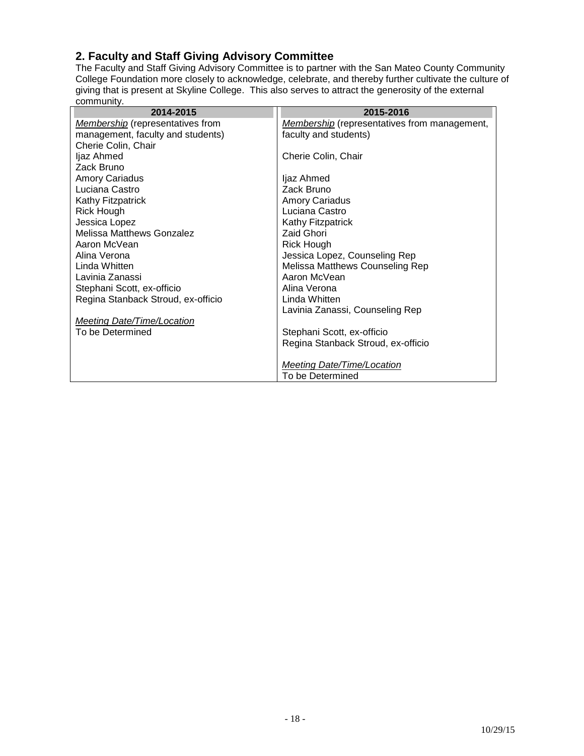## 2. Faculty and Staff Giving Advisory Committee

The Faculty and Staff Giving Advisory Committee is to partner with the San Mateo County Community College Foundation more closely to acknowledge, celebrate, and thereby further cultivate the culture of giving that is present at Skyline College. This also serves to attract the generosity of the external community.

| 2014-2015 | 2015-2016 |
|---|---|
| *Membership* (representatives from management, faculty and students)<br>Cherie Colin, Chair<br>Ijaz Ahmed<br>Zack Bruno<br>Amory Cariadus<br>Luciana Castro<br>Kathy Fitzpatrick<br>Rick Hough<br>Jessica Lopez<br>Melissa Matthews Gonzalez<br>Aaron McVean<br>Alina Verona<br>Linda Whitten<br>Lavinia Zanassi<br>Stephani Scott, ex-officio<br>Regina Stanback Stroud, ex-officio<br><br>*Meeting Date/Time/Location*<br>To be Determined | *Membership* (representatives from management, faculty and students)<br><br>Cherie Colin, Chair<br><br>Ijaz Ahmed<br>Zack Bruno<br>Amory Cariadus<br>Luciana Castro<br>Kathy Fitzpatrick<br>Zaid Ghori<br>Rick Hough<br>Jessica Lopez, Counseling Rep<br>Melissa Matthews Counseling Rep<br>Aaron McVean<br>Alina Verona<br>Linda Whitten<br>Lavinia Zanassi, Counseling Rep<br><br>Stephani Scott, ex-officio<br>Regina Stanback Stroud, ex-officio<br><br>*Meeting Date/Time/Location*<br>To be Determined |

10/29/15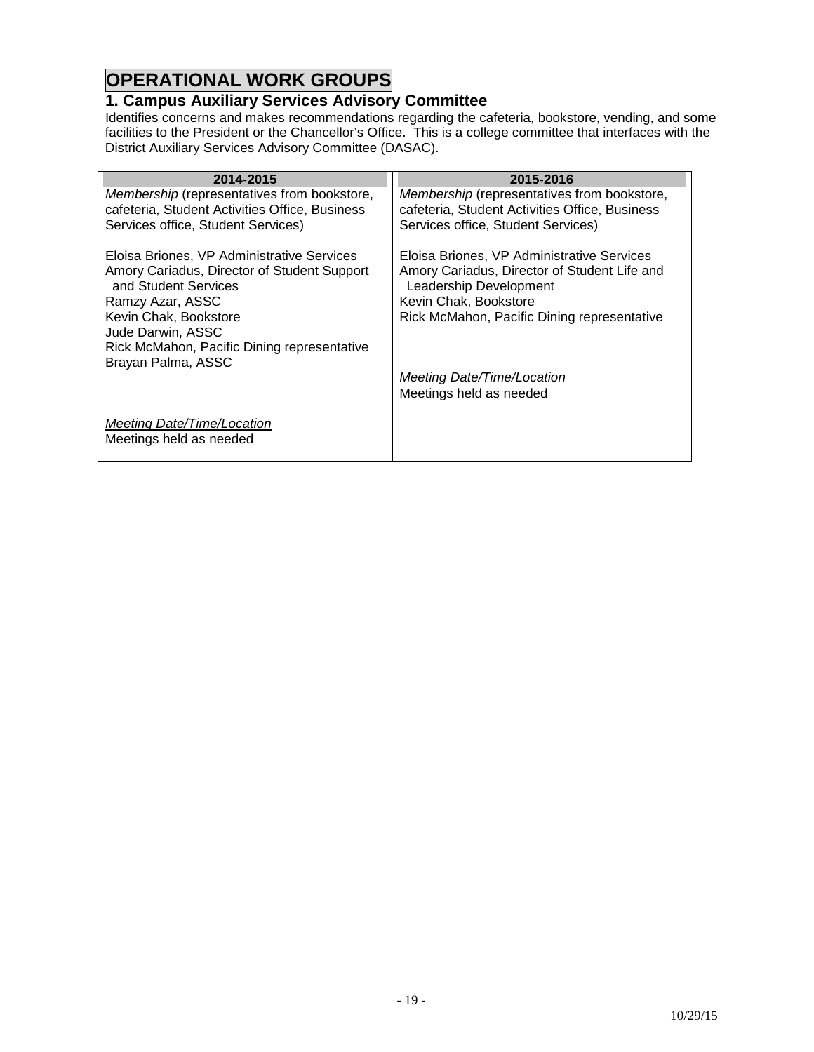# OPERATIONAL WORK GROUPS

## 1. Campus Auxiliary Services Advisory Committee

Identifies concerns and makes recommendations regarding the cafeteria, bookstore, vending, and some facilities to the President or the Chancellor's Office. This is a college committee that interfaces with the District Auxiliary Services Advisory Committee (DASAC).

| 2014-2015 | 2015-2016 |
|---|---|
| *Membership* (representatives from bookstore, cafeteria, Student Activities Office, Business Services office, Student Services)<br><br>Eloisa Briones, VP Administrative Services<br>Amory Cariadus, Director of Student Support and Student Services<br>Ramzy Azar, ASSC<br>Kevin Chak, Bookstore<br>Jude Darwin, ASSC<br>Rick McMahon, Pacific Dining representative<br>Brayan Palma, ASSC<br><br>*Meeting Date/Time/Location*<br>Meetings held as needed | *Membership* (representatives from bookstore, cafeteria, Student Activities Office, Business Services office, Student Services)<br><br>Eloisa Briones, VP Administrative Services<br>Amory Cariadus, Director of Student Life and Leadership Development<br>Kevin Chak, Bookstore<br>Rick McMahon, Pacific Dining representative<br><br>*Meeting Date/Time/Location*<br>Meetings held as needed |

10/29/15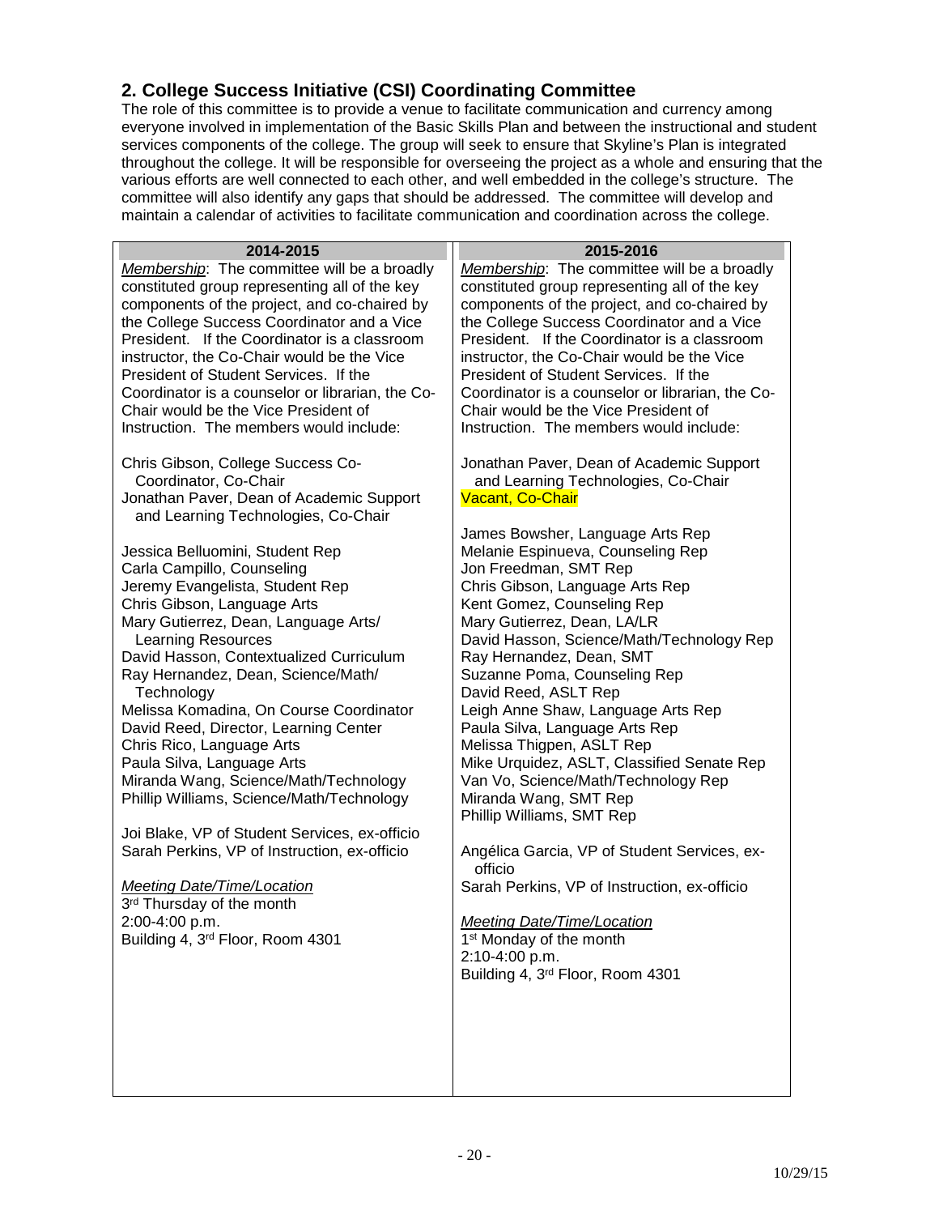## 2. College Success Initiative (CSI) Coordinating Committee

The role of this committee is to provide a venue to facilitate communication and currency among everyone involved in implementation of the Basic Skills Plan and between the instructional and student services components of the college. The group will seek to ensure that Skyline's Plan is integrated throughout the college. It will be responsible for overseeing the project as a whole and ensuring that the various efforts are well connected to each other, and well embedded in the college's structure. The committee will also identify any gaps that should be addressed. The committee will develop and maintain a calendar of activities to facilitate communication and coordination across the college.

| 2014-2015 | 2015-2016 |
|---|---|
| *Membership*: The committee will be a broadly constituted group representing all of the key components of the project, and co-chaired by the College Success Coordinator and a Vice President. If the Coordinator is a classroom instructor, the Co-Chair would be the Vice President of Student Services. If the Coordinator is a counselor or librarian, the Co-Chair would be the Vice President of Instruction. The members would include:<br><br>Chris Gibson, College Success Co-Coordinator, Co-Chair<br>Jonathan Paver, Dean of Academic Support and Learning Technologies, Co-Chair<br><br>Jessica Belluomini, Student Rep<br>Carla Campillo, Counseling<br>Jeremy Evangelista, Student Rep<br>Chris Gibson, Language Arts<br>Mary Gutierrez, Dean, Language Arts/ Learning Resources<br>David Hasson, Contextualized Curriculum<br>Ray Hernandez, Dean, Science/Math/ Technology<br>Melissa Komadina, On Course Coordinator<br>David Reed, Director, Learning Center<br>Chris Rico, Language Arts<br>Paula Silva, Language Arts<br>Miranda Wang, Science/Math/Technology<br>Phillip Williams, Science/Math/Technology<br><br>Joi Blake, VP of Student Services, ex-officio<br>Sarah Perkins, VP of Instruction, ex-officio<br><br>*Meeting Date/Time/Location*<br>3rd Thursday of the month<br>2:00-4:00 p.m.<br>Building 4, 3rd Floor, Room 4301 | *Membership*: The committee will be a broadly constituted group representing all of the key components of the project, and co-chaired by the College Success Coordinator and a Vice President. If the Coordinator is a classroom instructor, the Co-Chair would be the Vice President of Student Services. If the Coordinator is a counselor or librarian, the Co-Chair would be the Vice President of Instruction. The members would include:<br><br>Jonathan Paver, Dean of Academic Support and Learning Technologies, Co-Chair<br>Vacant, Co-Chair<br><br>James Bowsher, Language Arts Rep<br>Melanie Espinueva, Counseling Rep<br>Jon Freedman, SMT Rep<br>Chris Gibson, Language Arts Rep<br>Kent Gomez, Counseling Rep<br>Mary Gutierrez, Dean, LA/LR<br>David Hasson, Science/Math/Technology Rep<br>Ray Hernandez, Dean, SMT<br>Suzanne Poma, Counseling Rep<br>David Reed, ASLT Rep<br>Leigh Anne Shaw, Language Arts Rep<br>Paula Silva, Language Arts Rep<br>Melissa Thigpen, ASLT Rep<br>Mike Urquidez, ASLT, Classified Senate Rep<br>Van Vo, Science/Math/Technology Rep<br>Miranda Wang, SMT Rep<br>Phillip Williams, SMT Rep<br><br>Angélica Garcia, VP of Student Services, ex-officio<br>Sarah Perkins, VP of Instruction, ex-officio<br><br>*Meeting Date/Time/Location*<br>1st Monday of the month<br>2:10-4:00 p.m.<br>Building 4, 3rd Floor, Room 4301 |

10/29/15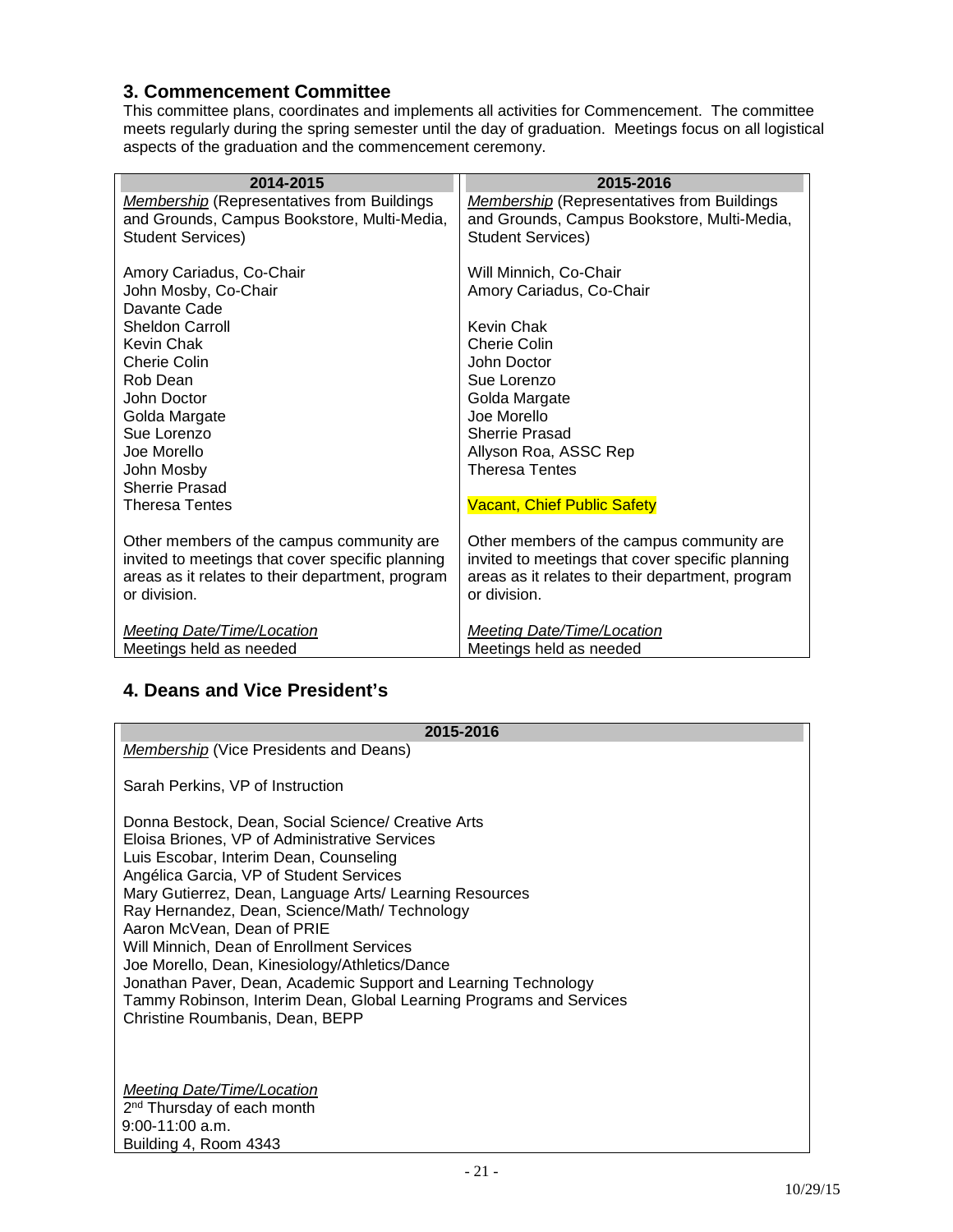## 3. Commencement Committee

This committee plans, coordinates and implements all activities for Commencement. The committee meets regularly during the spring semester until the day of graduation. Meetings focus on all logistical aspects of the graduation and the commencement ceremony.

| 2014-2015 | 2015-2016 |
|---|---|
| *Membership* (Representatives from Buildings and Grounds, Campus Bookstore, Multi-Media, Student Services) | *Membership* (Representatives from Buildings and Grounds, Campus Bookstore, Multi-Media, Student Services) |
| Amory Cariadus, Co-Chair<br>John Mosby, Co-Chair<br>Davante Cade<br>Sheldon Carroll<br>Kevin Chak<br>Cherie Colin<br>Rob Dean<br>John Doctor<br>Golda Margate<br>Sue Lorenzo<br>Joe Morello<br>John Mosby<br>Sherrie Prasad<br>Theresa Tentes | Will Minnich, Co-Chair<br>Amory Cariadus, Co-Chair<br><br>Kevin Chak<br>Cherie Colin<br>John Doctor<br>Sue Lorenzo<br>Golda Margate<br>Joe Morello<br>Sherrie Prasad<br>Allyson Roa, ASSC Rep<br>Theresa Tentes<br><br>Vacant, Chief Public Safety |
| Other members of the campus community are invited to meetings that cover specific planning areas as it relates to their department, program or division. | Other members of the campus community are invited to meetings that cover specific planning areas as it relates to their department, program or division. |
| *Meeting Date/Time/Location*<br>Meetings held as needed | *Meeting Date/Time/Location*<br>Meetings held as needed |

## 4. Deans and Vice President's

| 2015-2016 |
|---|
| *Membership* (Vice Presidents and Deans)<br><br>Sarah Perkins, VP of Instruction<br><br>Donna Bestock, Dean, Social Science/ Creative Arts<br>Eloisa Briones, VP of Administrative Services<br>Luis Escobar, Interim Dean, Counseling<br>Angélica Garcia, VP of Student Services<br>Mary Gutierrez, Dean, Language Arts/ Learning Resources<br>Ray Hernandez, Dean, Science/Math/ Technology<br>Aaron McVean, Dean of PRIE<br>Will Minnich, Dean of Enrollment Services<br>Joe Morello, Dean, Kinesiology/Athletics/Dance<br>Jonathan Paver, Dean, Academic Support and Learning Technology<br>Tammy Robinson, Interim Dean, Global Learning Programs and Services<br>Christine Roumbanis, Dean, BEPP |
| *Meeting Date/Time/Location*<br>2nd Thursday of each month<br>9:00-11:00 a.m.<br>Building 4, Room 4343 |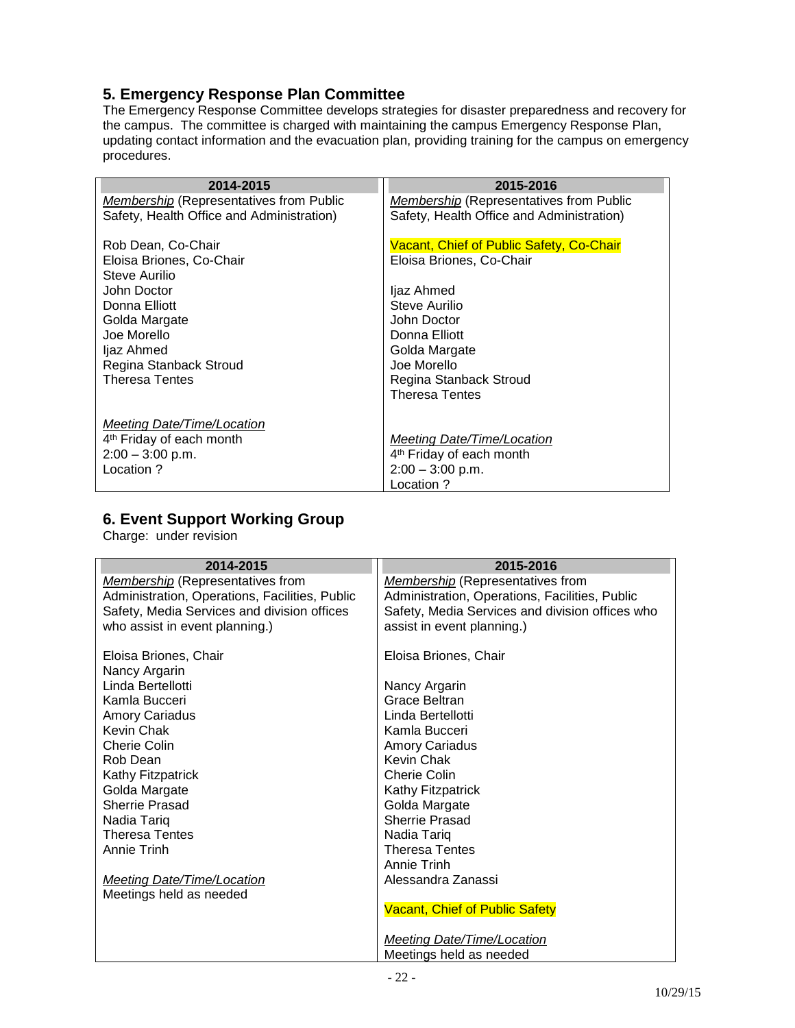## 5. Emergency Response Plan Committee

The Emergency Response Committee develops strategies for disaster preparedness and recovery for the campus. The committee is charged with maintaining the campus Emergency Response Plan, updating contact information and the evacuation plan, providing training for the campus on emergency procedures.

| 2014-2015 | 2015-2016 |
|---|---|
| *Membership* (Representatives from Public Safety, Health Office and Administration) | *Membership* (Representatives from Public Safety, Health Office and Administration) |
| Rob Dean, Co-Chair<br>Eloisa Briones, Co-Chair<br>Steve Aurilio<br>John Doctor<br>Donna Elliott<br>Golda Margate<br>Joe Morello<br>Ijaz Ahmed<br>Regina Stanback Stroud<br>Theresa Tentes | Vacant, Chief of Public Safety, Co-Chair<br>Eloisa Briones, Co-Chair<br><br>Ijaz Ahmed<br>Steve Aurilio<br>John Doctor<br>Donna Elliott<br>Golda Margate<br>Joe Morello<br>Regina Stanback Stroud<br>Theresa Tentes |
| *Meeting Date/Time/Location*<br>4th Friday of each month<br>2:00 – 3:00 p.m.<br>Location ? | *Meeting Date/Time/Location*<br>4th Friday of each month<br>2:00 – 3:00 p.m.<br>Location ? |

## 6. Event Support Working Group

Charge: under revision

| 2014-2015 | 2015-2016 |
|---|---|
| *Membership* (Representatives from Administration, Operations, Facilities, Public Safety, Media Services and division offices who assist in event planning.) | *Membership* (Representatives from Administration, Operations, Facilities, Public Safety, Media Services and division offices who assist in event planning.) |
| Eloisa Briones, Chair<br>Nancy Argarin<br>Linda Bertellotti<br>Kamla Bucceri<br>Amory Cariadus<br>Kevin Chak<br>Cherie Colin<br>Rob Dean<br>Kathy Fitzpatrick<br>Golda Margate<br>Sherrie Prasad<br>Nadia Tariq<br>Theresa Tentes<br>Annie Trinh | Eloisa Briones, Chair<br><br>Nancy Argarin<br>Grace Beltran<br>Linda Bertellotti<br>Kamla Bucceri<br>Amory Cariadus<br>Kevin Chak<br>Cherie Colin<br>Kathy Fitzpatrick<br>Golda Margate<br>Sherrie Prasad<br>Nadia Tariq<br>Theresa Tentes<br>Annie Trinh<br>Alessandra Zanassi<br><br>Vacant, Chief of Public Safety |
| *Meeting Date/Time/Location*<br>Meetings held as needed | *Meeting Date/Time/Location*<br>Meetings held as needed |

10/29/15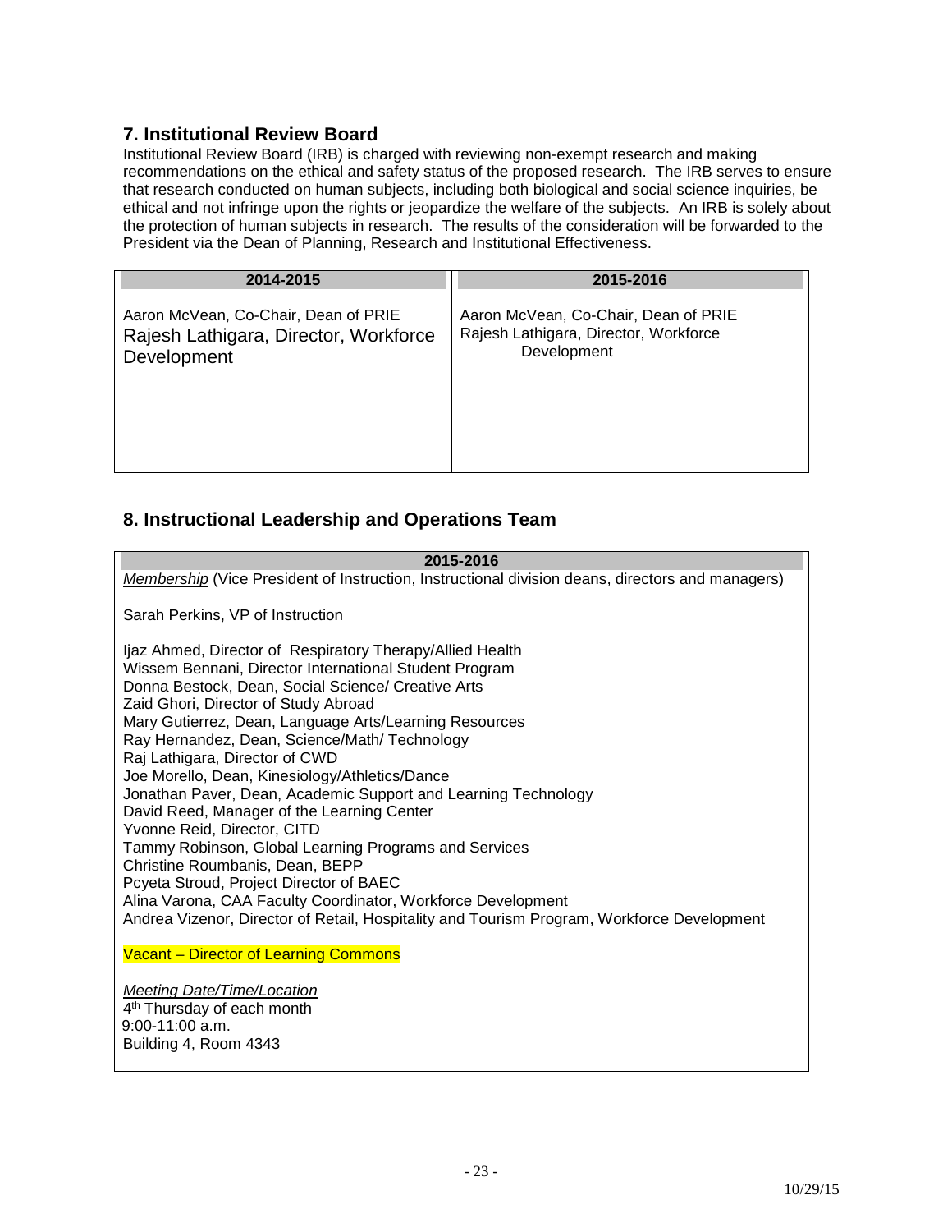## 7. Institutional Review Board

Institutional Review Board (IRB) is charged with reviewing non-exempt research and making recommendations on the ethical and safety status of the proposed research. The IRB serves to ensure that research conducted on human subjects, including both biological and social science inquiries, be ethical and not infringe upon the rights or jeopardize the welfare of the subjects. An IRB is solely about the protection of human subjects in research. The results of the consideration will be forwarded to the President via the Dean of Planning, Research and Institutional Effectiveness.

| 2014-2015 | 2015-2016 |
|---|---|
| Aaron McVean, Co-Chair, Dean of PRIE<br>Rajesh Lathigara, Director, Workforce Development | Aaron McVean, Co-Chair, Dean of PRIE<br>Rajesh Lathigara, Director, Workforce Development |

## 8. Instructional Leadership and Operations Team

| 2015-2016 |
|---|
| *Membership* (Vice President of Instruction, Instructional division deans, directors and managers)<br><br>Sarah Perkins, VP of Instruction<br><br>Ijaz Ahmed, Director of Respiratory Therapy/Allied Health<br>Wissem Bennani, Director International Student Program<br>Donna Bestock, Dean, Social Science/ Creative Arts<br>Zaid Ghori, Director of Study Abroad<br>Mary Gutierrez, Dean, Language Arts/Learning Resources<br>Ray Hernandez, Dean, Science/Math/ Technology<br>Raj Lathigara, Director of CWD<br>Joe Morello, Dean, Kinesiology/Athletics/Dance<br>Jonathan Paver, Dean, Academic Support and Learning Technology<br>David Reed, Manager of the Learning Center<br>Yvonne Reid, Director, CITD<br>Tammy Robinson, Global Learning Programs and Services<br>Christine Roumbanis, Dean, BEPP<br>Pcyeta Stroud, Project Director of BAEC<br>Alina Varona, CAA Faculty Coordinator, Workforce Development<br>Andrea Vizenor, Director of Retail, Hospitality and Tourism Program, Workforce Development<br><br>Vacant – Director of Learning Commons<br><br>*Meeting Date/Time/Location*<br>4th Thursday of each month<br>9:00-11:00 a.m.<br>Building 4, Room 4343 |

10/29/15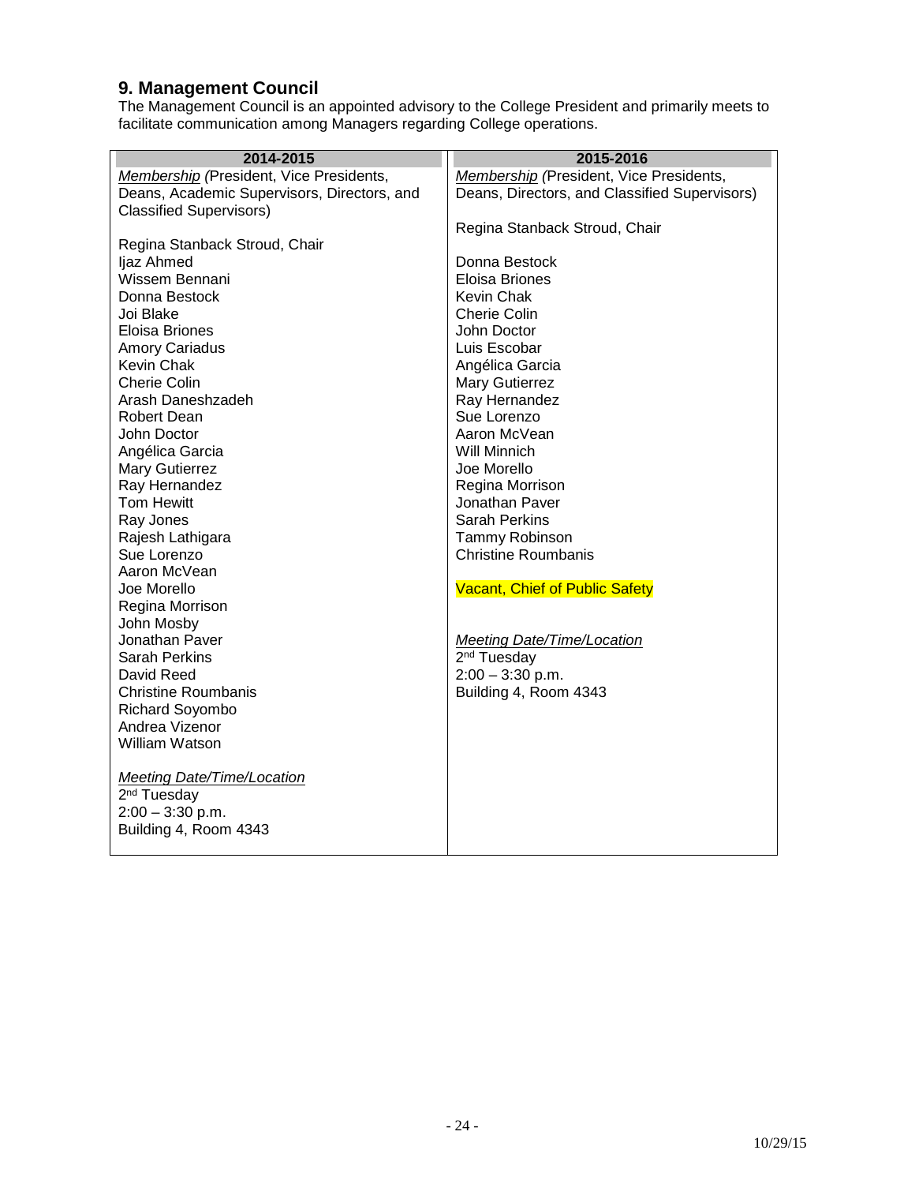## 9. Management Council

The Management Council is an appointed advisory to the College President and primarily meets to facilitate communication among Managers regarding College operations.

| 2014-2015 | 2015-2016 |
|---|---|
| *Membership (President, Vice Presidents, Deans, Academic Supervisors, Directors, and Classified Supervisors)*<br><br>Regina Stanback Stroud, Chair<br>Ijaz Ahmed<br>Wissem Bennani<br>Donna Bestock<br>Joi Blake<br>Eloisa Briones<br>Amory Cariadus<br>Kevin Chak<br>Cherie Colin<br>Arash Daneshzadeh<br>Robert Dean<br>John Doctor<br>Angélica Garcia<br>Mary Gutierrez<br>Ray Hernandez<br>Tom Hewitt<br>Ray Jones<br>Rajesh Lathigara<br>Sue Lorenzo<br>Aaron McVean<br>Joe Morello<br>Regina Morrison<br>John Mosby<br>Jonathan Paver<br>Sarah Perkins<br>David Reed<br>Christine Roumbanis<br>Richard Soyombo<br>Andrea Vizenor<br>William Watson<br><br>*Meeting Date/Time/Location*<br>2nd Tuesday<br>2:00 – 3:30 p.m.<br>Building 4, Room 4343 | *Membership (President, Vice Presidents, Deans, Directors, and Classified Supervisors)*<br><br>Regina Stanback Stroud, Chair<br><br>Donna Bestock<br>Eloisa Briones<br>Kevin Chak<br>Cherie Colin<br>John Doctor<br>Luis Escobar<br>Angélica Garcia<br>Mary Gutierrez<br>Ray Hernandez<br>Sue Lorenzo<br>Aaron McVean<br>Will Minnich<br>Joe Morello<br>Regina Morrison<br>Jonathan Paver<br>Sarah Perkins<br>Tammy Robinson<br>Christine Roumbanis<br><br>Vacant, Chief of Public Safety<br><br>*Meeting Date/Time/Location*<br>2nd Tuesday<br>2:00 – 3:30 p.m.<br>Building 4, Room 4343 |

10/29/15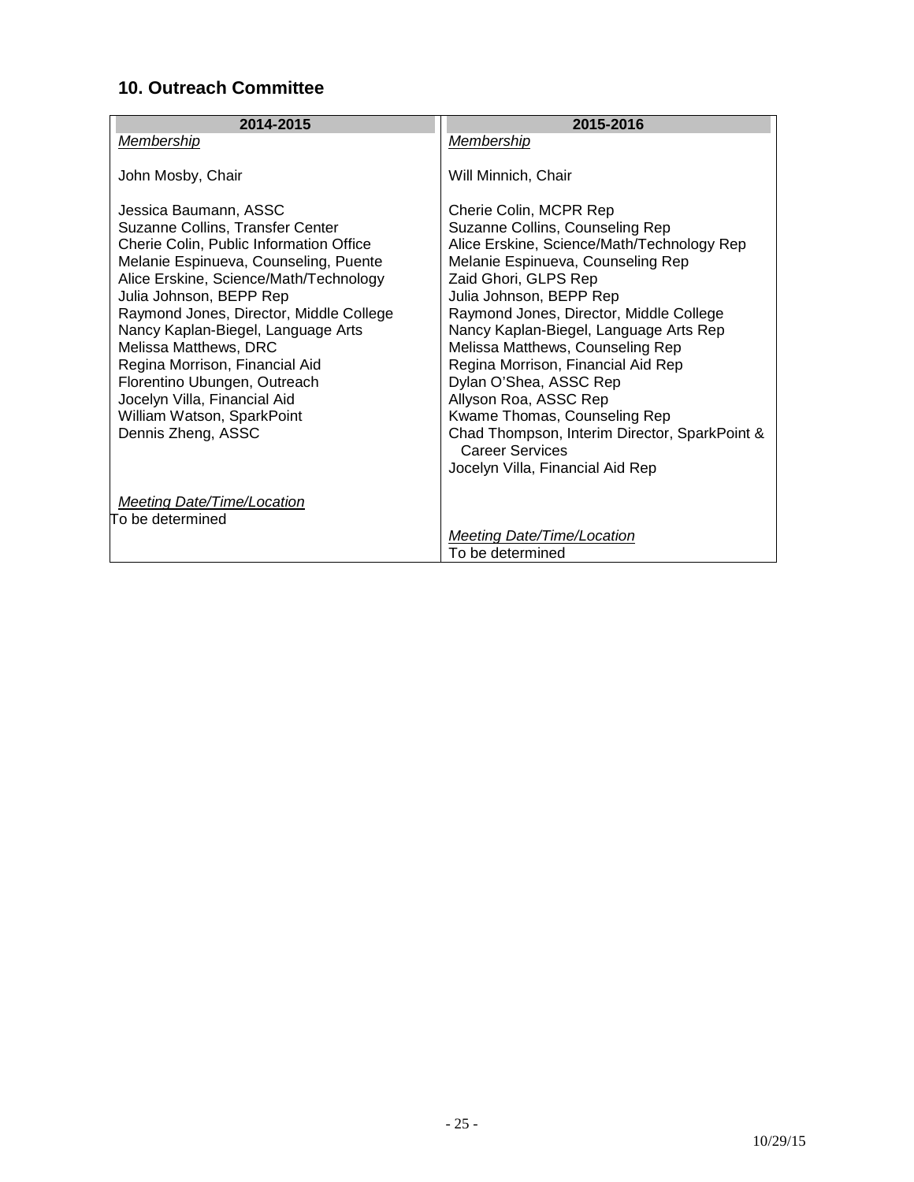## 10. Outreach Committee

| 2014-2015 | 2015-2016 |
|---|---|
| *Membership* | *Membership* |
| John Mosby, Chair | Will Minnich, Chair |
| Jessica Baumann, ASSC<br>Suzanne Collins, Transfer Center<br>Cherie Colin, Public Information Office<br>Melanie Espinueva, Counseling, Puente<br>Alice Erskine, Science/Math/Technology<br>Julia Johnson, BEPP Rep<br>Raymond Jones, Director, Middle College<br>Nancy Kaplan-Biegel, Language Arts<br>Melissa Matthews, DRC<br>Regina Morrison, Financial Aid<br>Florentino Ubungen, Outreach<br>Jocelyn Villa, Financial Aid<br>William Watson, SparkPoint<br>Dennis Zheng, ASSC | Cherie Colin, MCPR Rep<br>Suzanne Collins, Counseling Rep<br>Alice Erskine, Science/Math/Technology Rep<br>Melanie Espinueva, Counseling Rep<br>Zaid Ghori, GLPS Rep<br>Julia Johnson, BEPP Rep<br>Raymond Jones, Director, Middle College<br>Nancy Kaplan-Biegel, Language Arts Rep<br>Melissa Matthews, Counseling Rep<br>Regina Morrison, Financial Aid Rep<br>Dylan O'Shea, ASSC Rep<br>Allyson Roa, ASSC Rep<br>Kwame Thomas, Counseling Rep<br>Chad Thompson, Interim Director, SparkPoint & Career Services<br>Jocelyn Villa, Financial Aid Rep |
| *Meeting Date/Time/Location*<br>To be determined | *Meeting Date/Time/Location*<br>To be determined |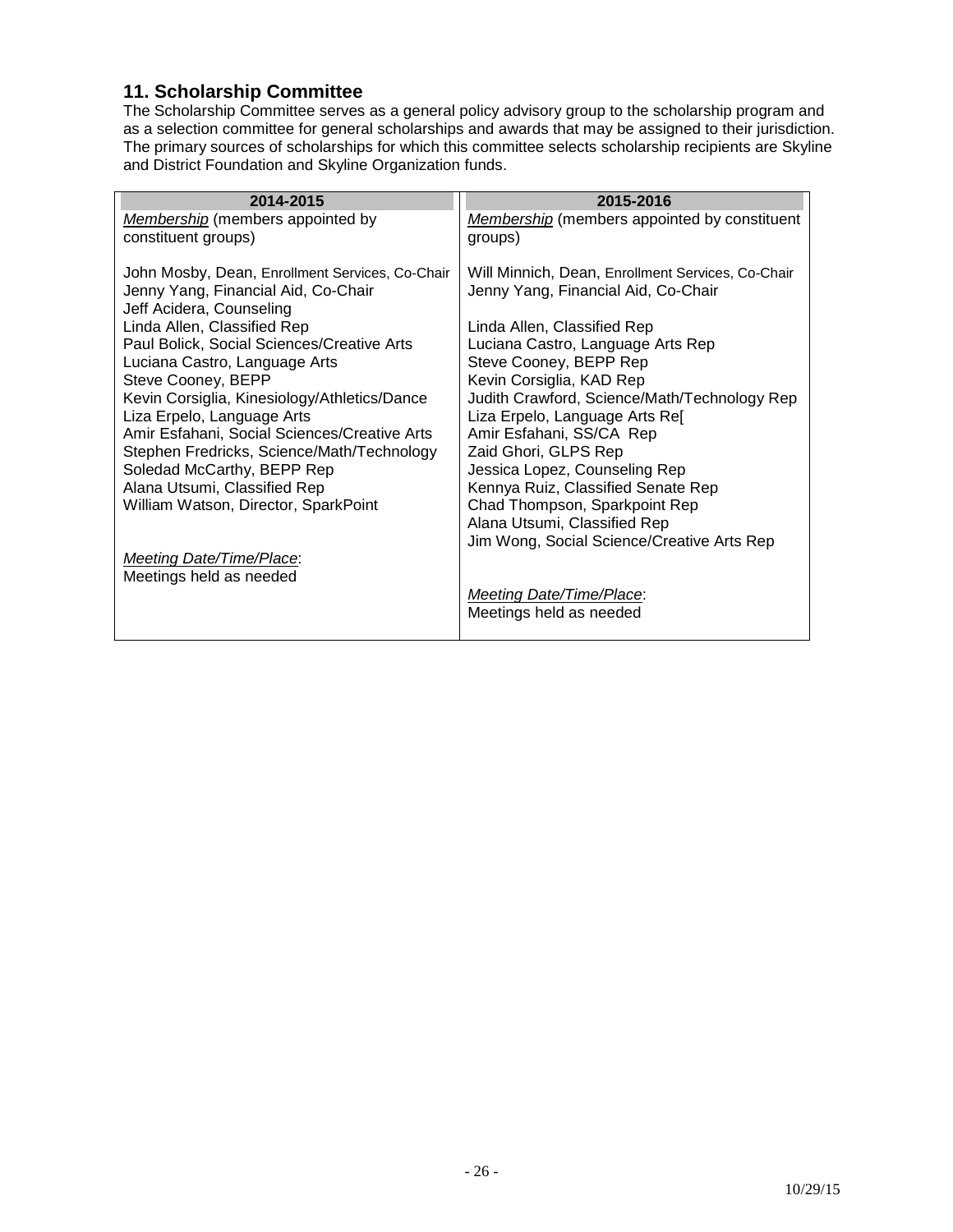## 11. Scholarship Committee

The Scholarship Committee serves as a general policy advisory group to the scholarship program and as a selection committee for general scholarships and awards that may be assigned to their jurisdiction. The primary sources of scholarships for which this committee selects scholarship recipients are Skyline and District Foundation and Skyline Organization funds.

| 2014-2015 | 2015-2016 |
|---|---|
| *Membership* (members appointed by constituent groups)<br><br>John Mosby, Dean, Enrollment Services, Co-Chair<br>Jenny Yang, Financial Aid, Co-Chair<br>Jeff Acidera, Counseling<br>Linda Allen, Classified Rep<br>Paul Bolick, Social Sciences/Creative Arts<br>Luciana Castro, Language Arts<br>Steve Cooney, BEPP<br>Kevin Corsiglia, Kinesiology/Athletics/Dance<br>Liza Erpelo, Language Arts<br>Amir Esfahani, Social Sciences/Creative Arts<br>Stephen Fredricks, Science/Math/Technology<br>Soledad McCarthy, BEPP Rep<br>Alana Utsumi, Classified Rep<br>William Watson, Director, SparkPoint<br><br>*Meeting Date/Time/Place*:<br>Meetings held as needed | *Membership* (members appointed by constituent groups)<br><br>Will Minnich, Dean, Enrollment Services, Co-Chair<br>Jenny Yang, Financial Aid, Co-Chair<br><br>Linda Allen, Classified Rep<br>Luciana Castro, Language Arts Rep<br>Steve Cooney, BEPP Rep<br>Kevin Corsiglia, KAD Rep<br>Judith Crawford, Science/Math/Technology Rep<br>Liza Erpelo, Language Arts Re[<br>Amir Esfahani, SS/CA Rep<br>Zaid Ghori, GLPS Rep<br>Jessica Lopez, Counseling Rep<br>Kennya Ruiz, Classified Senate Rep<br>Chad Thompson, Sparkpoint Rep<br>Alana Utsumi, Classified Rep<br>Jim Wong, Social Science/Creative Arts Rep<br><br>*Meeting Date/Time/Place*:<br>Meetings held as needed |

10/29/15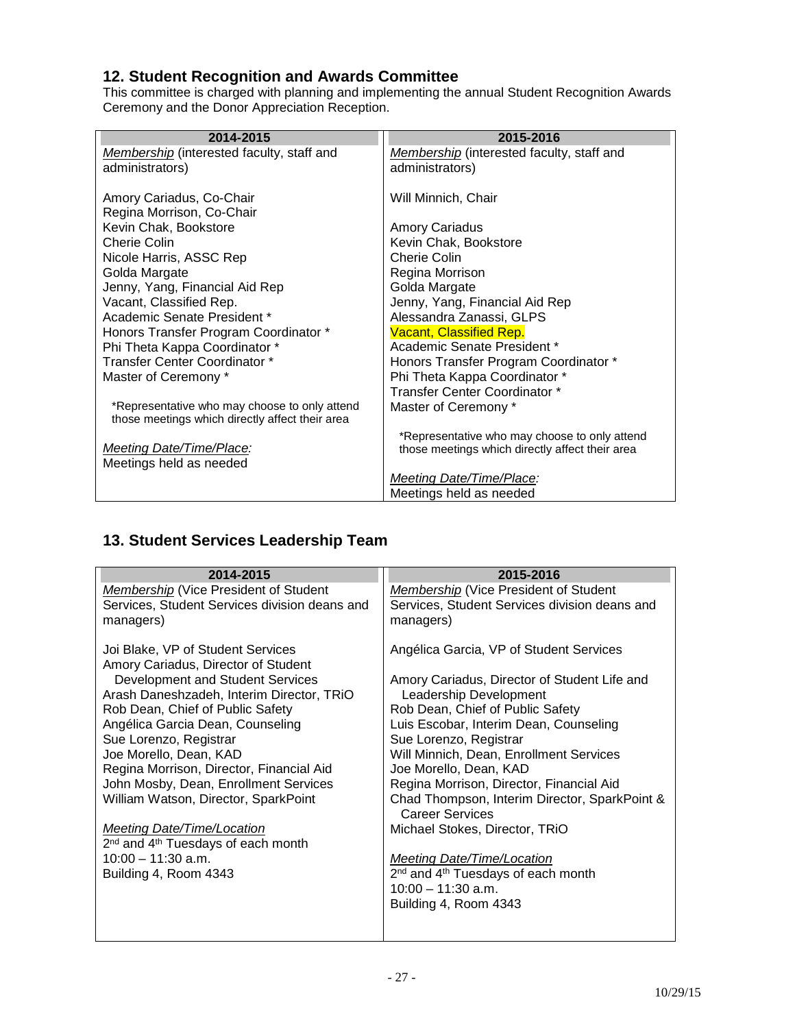## 12. Student Recognition and Awards Committee

This committee is charged with planning and implementing the annual Student Recognition Awards Ceremony and the Donor Appreciation Reception.

| 2014-2015 | 2015-2016 |
|---|---|
| *Membership* (interested faculty, staff and administrators)<br><br>Amory Cariadus, Co-Chair<br>Regina Morrison, Co-Chair<br>Kevin Chak, Bookstore<br>Cherie Colin<br>Nicole Harris, ASSC Rep<br>Golda Margate<br>Jenny, Yang, Financial Aid Rep<br>Vacant, Classified Rep.<br>Academic Senate President *<br>Honors Transfer Program Coordinator *<br>Phi Theta Kappa Coordinator *<br>Transfer Center Coordinator *<br>Master of Ceremony *<br><br>*Representative who may choose to only attend those meetings which directly affect their area<br><br>*Meeting Date/Time/Place:*<br>Meetings held as needed | *Membership* (interested faculty, staff and administrators)<br><br>Will Minnich, Chair<br><br>Amory Cariadus<br>Kevin Chak, Bookstore<br>Cherie Colin<br>Regina Morrison<br>Golda Margate<br>Jenny, Yang, Financial Aid Rep<br>Alessandra Zanassi, GLPS<br>Vacant, Classified Rep.<br>Academic Senate President *<br>Honors Transfer Program Coordinator *<br>Phi Theta Kappa Coordinator *<br>Transfer Center Coordinator *<br>Master of Ceremony *<br><br>*Representative who may choose to only attend those meetings which directly affect their area<br><br>*Meeting Date/Time/Place:*<br>Meetings held as needed |

## 13. Student Services Leadership Team

| 2014-2015 | 2015-2016 |
|---|---|
| *Membership* (Vice President of Student Services, Student Services division deans and managers)<br><br>Joi Blake, VP of Student Services<br>Amory Cariadus, Director of Student Development and Student Services<br>Arash Daneshzadeh, Interim Director, TRiO<br>Rob Dean, Chief of Public Safety<br>Angélica Garcia Dean, Counseling<br>Sue Lorenzo, Registrar<br>Joe Morello, Dean, KAD<br>Regina Morrison, Director, Financial Aid<br>John Mosby, Dean, Enrollment Services<br>William Watson, Director, SparkPoint<br><br>*Meeting Date/Time/Location*<br>2nd and 4th Tuesdays of each month<br>10:00 – 11:30 a.m.<br>Building 4, Room 4343 | *Membership* (Vice President of Student Services, Student Services division deans and managers)<br><br>Angélica Garcia, VP of Student Services<br><br>Amory Cariadus, Director of Student Life and Leadership Development<br>Rob Dean, Chief of Public Safety<br>Luis Escobar, Interim Dean, Counseling<br>Sue Lorenzo, Registrar<br>Will Minnich, Dean, Enrollment Services<br>Joe Morello, Dean, KAD<br>Regina Morrison, Director, Financial Aid<br>Chad Thompson, Interim Director, SparkPoint & Career Services<br>Michael Stokes, Director, TRiO<br><br>*Meeting Date/Time/Location*<br>2nd and 4th Tuesdays of each month<br>10:00 – 11:30 a.m.<br>Building 4, Room 4343 |

10/29/15